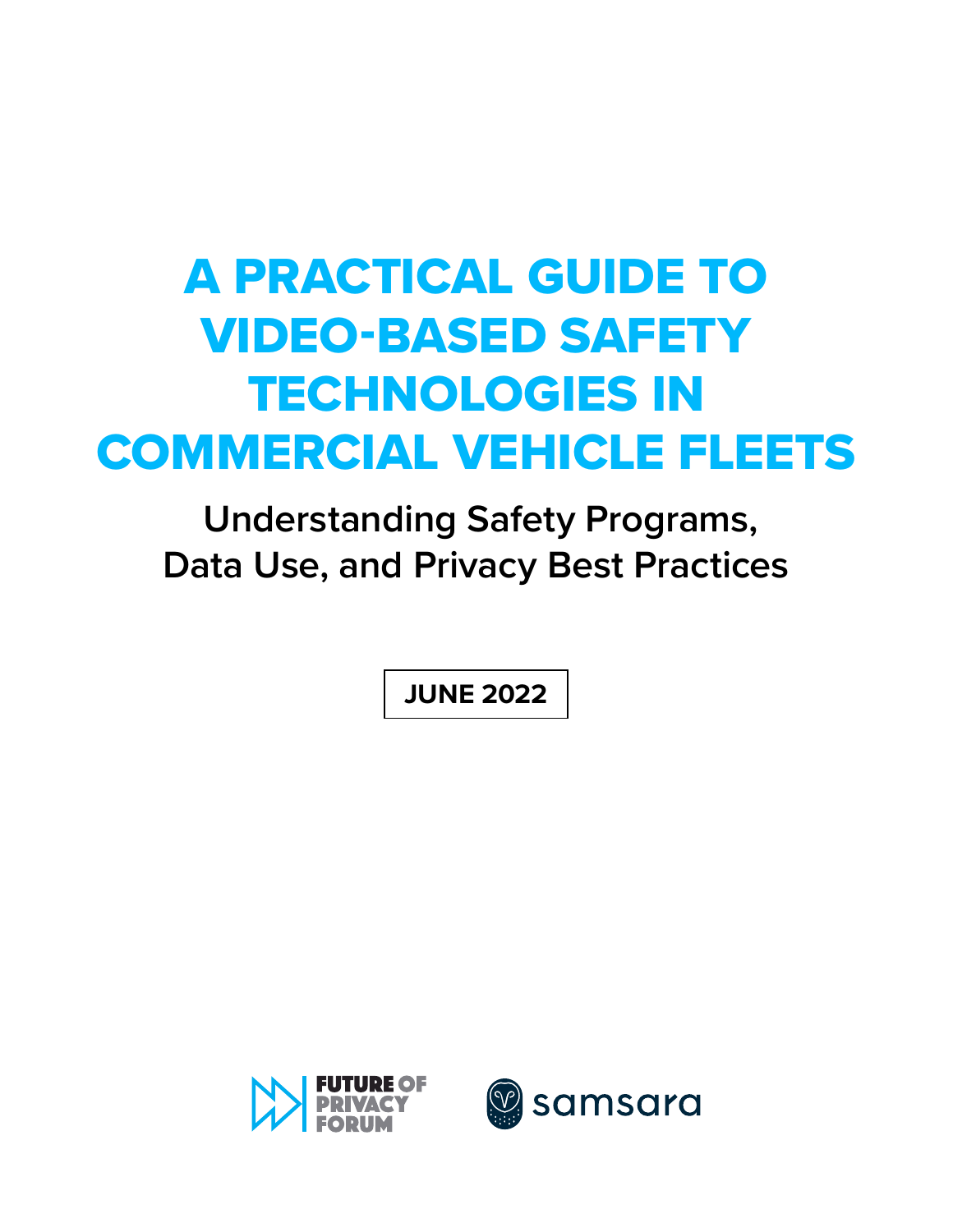# A PRACTICAL GUIDE TO VIDEO-BASED SAFETY TECHNOLOGIES IN COMMERCIAL VEHICLE FLEETS

## Understanding Safety Programs, Data Use, and Privacy Best Practices

**JUNE 2022**

FUTURE OF PRIVACY FORUM

samsara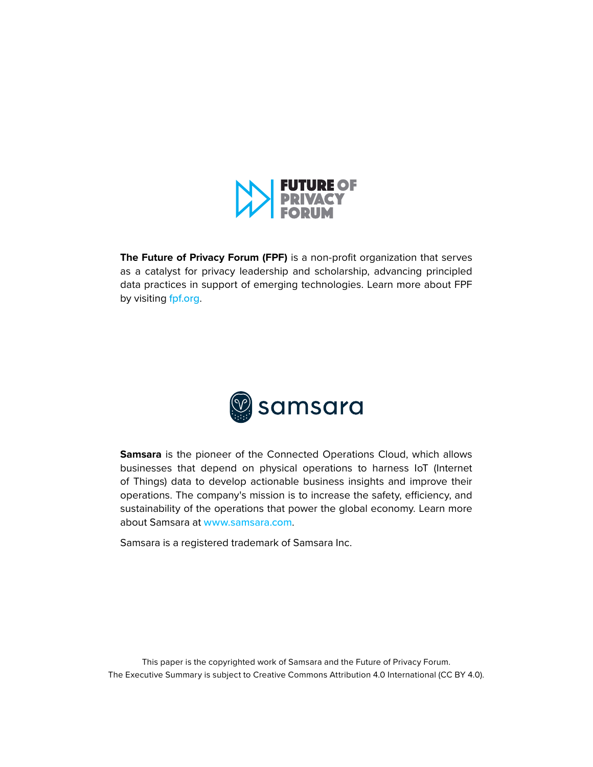**The Future of Privacy Forum (FPF)** is a non-profit organization that serves as a catalyst for privacy leadership and scholarship, advancing principled data practices in support of emerging technologies. Learn more about FPF by visiting fpf.org.

**Samsara** is the pioneer of the Connected Operations Cloud, which allows businesses that depend on physical operations to harness IoT (Internet of Things) data to develop actionable business insights and improve their operations. The company's mission is to increase the safety, efficiency, and sustainability of the operations that power the global economy. Learn more about Samsara at www.samsara.com.

Samsara is a registered trademark of Samsara Inc.

This paper is the copyrighted work of Samsara and the Future of Privacy Forum.
The Executive Summary is subject to Creative Commons Attribution 4.0 International (CC BY 4.0).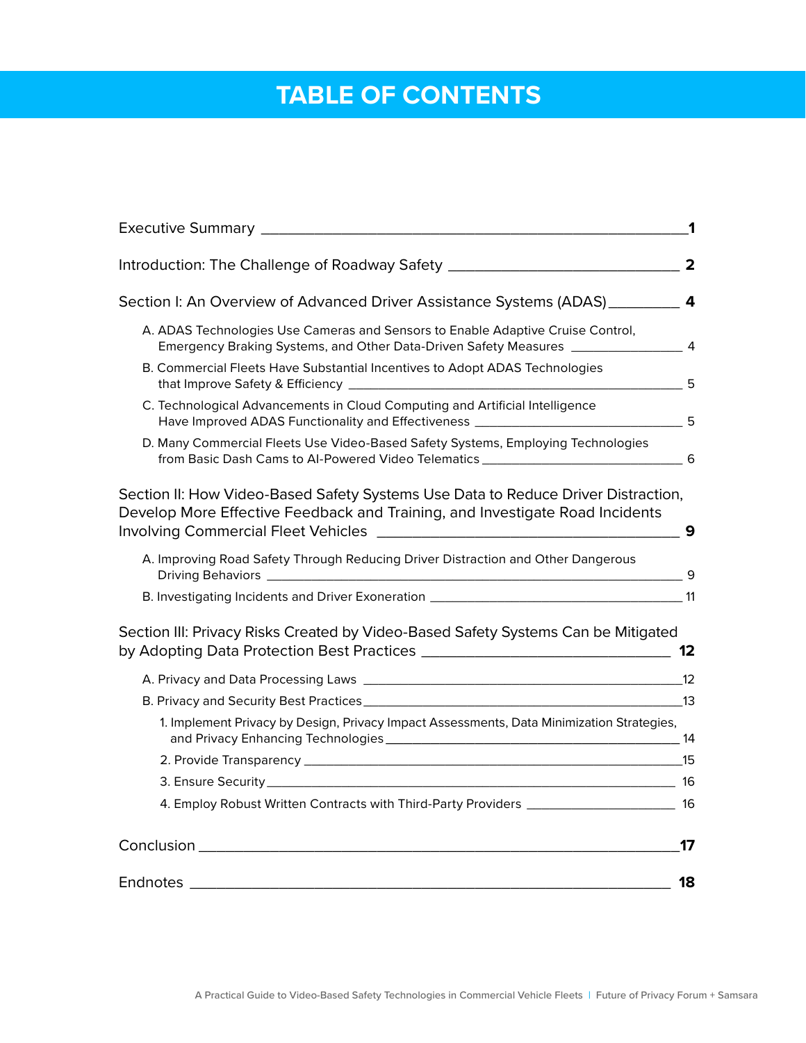# TABLE OF CONTENTS

Executive Summary — **1**

Introduction: The Challenge of Roadway Safety — **2**

Section I: An Overview of Advanced Driver Assistance Systems (ADAS) — **4**

- A. ADAS Technologies Use Cameras and Sensors to Enable Adaptive Cruise Control, Emergency Braking Systems, and Other Data-Driven Safety Measures — 4
- B. Commercial Fleets Have Substantial Incentives to Adopt ADAS Technologies that Improve Safety & Efficiency — 5
- C. Technological Advancements in Cloud Computing and Artificial Intelligence Have Improved ADAS Functionality and Effectiveness — 5
- D. Many Commercial Fleets Use Video-Based Safety Systems, Employing Technologies from Basic Dash Cams to AI-Powered Video Telematics — 6

Section II: How Video-Based Safety Systems Use Data to Reduce Driver Distraction, Develop More Effective Feedback and Training, and Investigate Road Incidents Involving Commercial Fleet Vehicles — **9**

- A. Improving Road Safety Through Reducing Driver Distraction and Other Dangerous Driving Behaviors — 9
- B. Investigating Incidents and Driver Exoneration — 11

Section III: Privacy Risks Created by Video-Based Safety Systems Can be Mitigated by Adopting Data Protection Best Practices — **12**

- A. Privacy and Data Processing Laws — 12
- B. Privacy and Security Best Practices — 13
  1. Implement Privacy by Design, Privacy Impact Assessments, Data Minimization Strategies, and Privacy Enhancing Technologies — 14
  2. Provide Transparency — 15
  3. Ensure Security — 16
  4. Employ Robust Written Contracts with Third-Party Providers — 16

Conclusion — **17**

Endnotes — **18**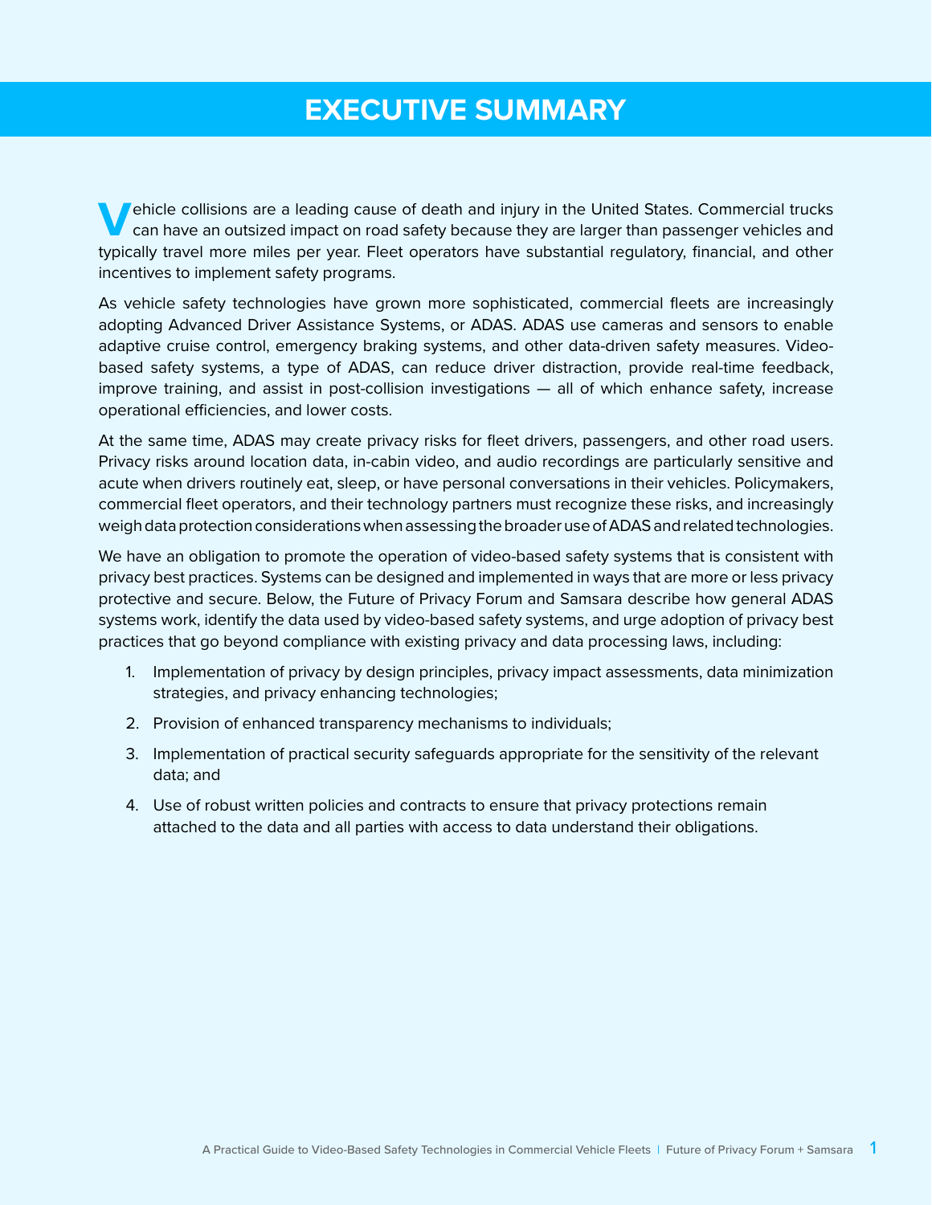# EXECUTIVE SUMMARY

Vehicle collisions are a leading cause of death and injury in the United States. Commercial trucks can have an outsized impact on road safety because they are larger than passenger vehicles and typically travel more miles per year. Fleet operators have substantial regulatory, financial, and other incentives to implement safety programs.

As vehicle safety technologies have grown more sophisticated, commercial fleets are increasingly adopting Advanced Driver Assistance Systems, or ADAS. ADAS use cameras and sensors to enable adaptive cruise control, emergency braking systems, and other data-driven safety measures. Video-based safety systems, a type of ADAS, can reduce driver distraction, provide real-time feedback, improve training, and assist in post-collision investigations — all of which enhance safety, increase operational efficiencies, and lower costs.

At the same time, ADAS may create privacy risks for fleet drivers, passengers, and other road users. Privacy risks around location data, in-cabin video, and audio recordings are particularly sensitive and acute when drivers routinely eat, sleep, or have personal conversations in their vehicles. Policymakers, commercial fleet operators, and their technology partners must recognize these risks, and increasingly weigh data protection considerations when assessing the broader use of ADAS and related technologies.

We have an obligation to promote the operation of video-based safety systems that is consistent with privacy best practices. Systems can be designed and implemented in ways that are more or less privacy protective and secure. Below, the Future of Privacy Forum and Samsara describe how general ADAS systems work, identify the data used by video-based safety systems, and urge adoption of privacy best practices that go beyond compliance with existing privacy and data processing laws, including:

1. Implementation of privacy by design principles, privacy impact assessments, data minimization strategies, and privacy enhancing technologies;
2. Provision of enhanced transparency mechanisms to individuals;
3. Implementation of practical security safeguards appropriate for the sensitivity of the relevant data; and
4. Use of robust written policies and contracts to ensure that privacy protections remain attached to the data and all parties with access to data understand their obligations.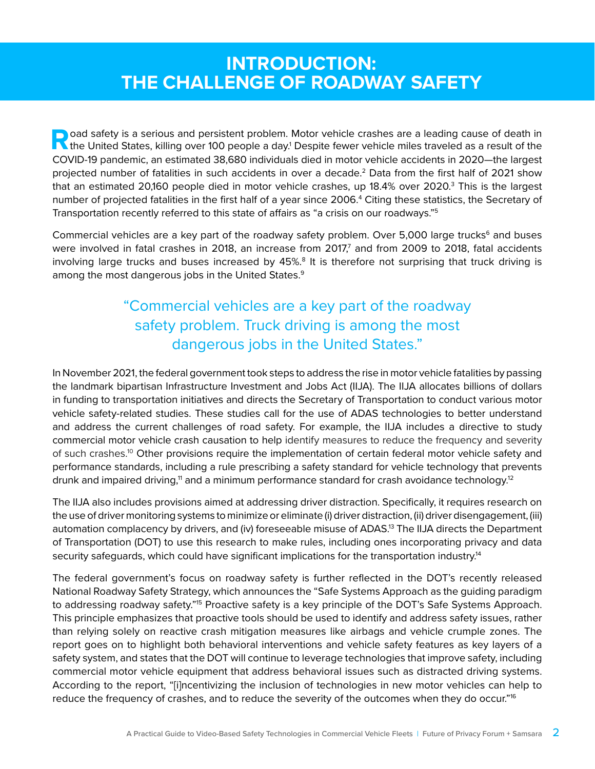# INTRODUCTION: THE CHALLENGE OF ROADWAY SAFETY

Road safety is a serious and persistent problem. Motor vehicle crashes are a leading cause of death in the United States, killing over 100 people a day.[1] Despite fewer vehicle miles traveled as a result of the COVID-19 pandemic, an estimated 38,680 individuals died in motor vehicle accidents in 2020—the largest projected number of fatalities in such accidents in over a decade.[2] Data from the first half of 2021 show that an estimated 20,160 people died in motor vehicle crashes, up 18.4% over 2020.[3] This is the largest number of projected fatalities in the first half of a year since 2006.[4] Citing these statistics, the Secretary of Transportation recently referred to this state of affairs as "a crisis on our roadways."[5]

Commercial vehicles are a key part of the roadway safety problem. Over 5,000 large trucks[6] and buses were involved in fatal crashes in 2018, an increase from 2017,[7] and from 2009 to 2018, fatal accidents involving large trucks and buses increased by 45%.[8] It is therefore not surprising that truck driving is among the most dangerous jobs in the United States.[9]

> "Commercial vehicles are a key part of the roadway safety problem. Truck driving is among the most dangerous jobs in the United States."

In November 2021, the federal government took steps to address the rise in motor vehicle fatalities by passing the landmark bipartisan Infrastructure Investment and Jobs Act (IIJA). The IIJA allocates billions of dollars in funding to transportation initiatives and directs the Secretary of Transportation to conduct various motor vehicle safety-related studies. These studies call for the use of ADAS technologies to better understand and address the current challenges of road safety. For example, the IIJA includes a directive to study commercial motor vehicle crash causation to help identify measures to reduce the frequency and severity of such crashes.[10] Other provisions require the implementation of certain federal motor vehicle safety and performance standards, including a rule prescribing a safety standard for vehicle technology that prevents drunk and impaired driving,[11] and a minimum performance standard for crash avoidance technology.[12]

The IIJA also includes provisions aimed at addressing driver distraction. Specifically, it requires research on the use of driver monitoring systems to minimize or eliminate (i) driver distraction, (ii) driver disengagement, (iii) automation complacency by drivers, and (iv) foreseeable misuse of ADAS.[13] The IIJA directs the Department of Transportation (DOT) to use this research to make rules, including ones incorporating privacy and data security safeguards, which could have significant implications for the transportation industry.[14]

The federal government's focus on roadway safety is further reflected in the DOT's recently released National Roadway Safety Strategy, which announces the "Safe Systems Approach as the guiding paradigm to addressing roadway safety."[15] Proactive safety is a key principle of the DOT's Safe Systems Approach. This principle emphasizes that proactive tools should be used to identify and address safety issues, rather than relying solely on reactive crash mitigation measures like airbags and vehicle crumple zones. The report goes on to highlight both behavioral interventions and vehicle safety features as key layers of a safety system, and states that the DOT will continue to leverage technologies that improve safety, including commercial motor vehicle equipment that address behavioral issues such as distracted driving systems. According to the report, "[i]ncentivizing the inclusion of technologies in new motor vehicles can help to reduce the frequency of crashes, and to reduce the severity of the outcomes when they do occur."[16]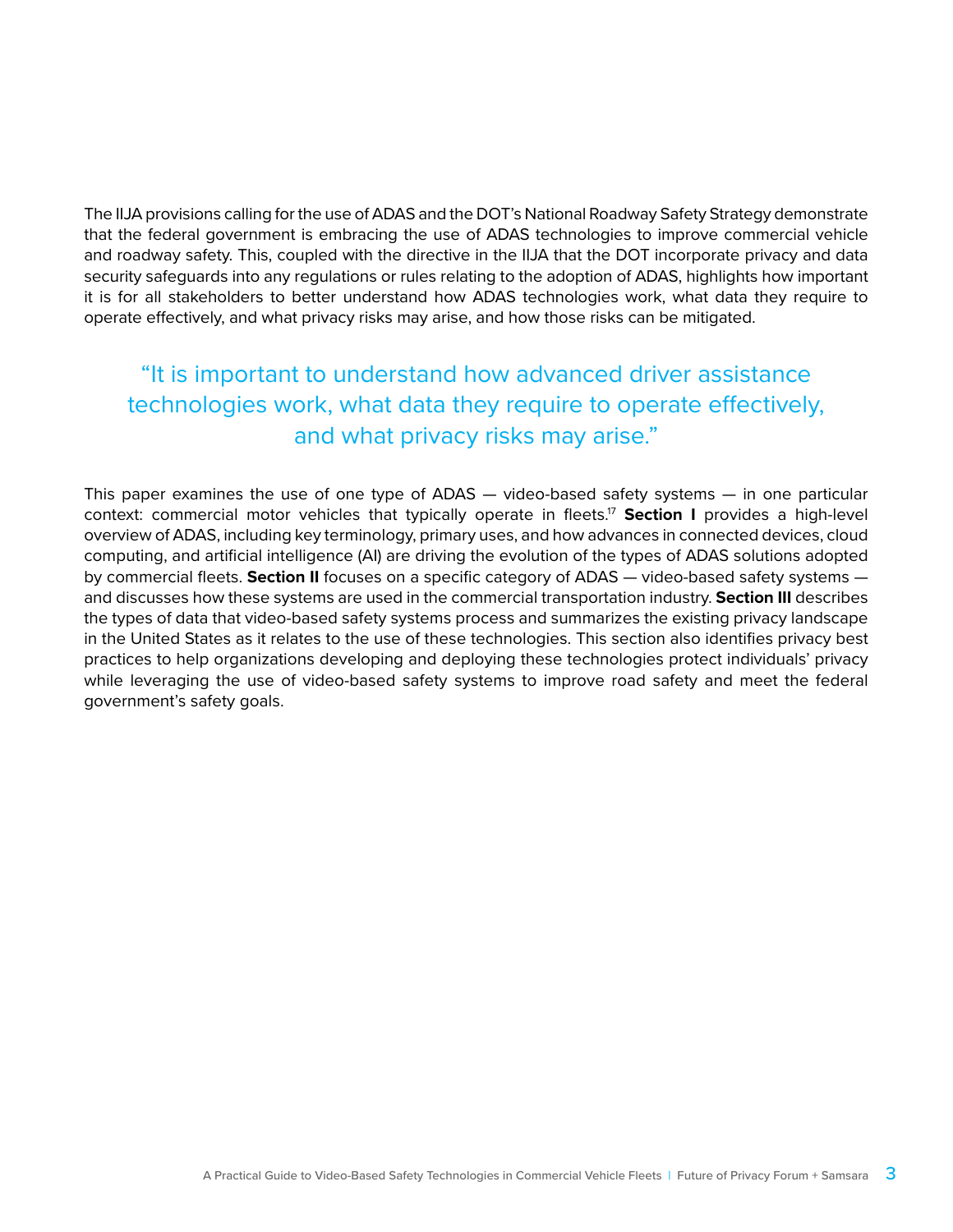The IIJA provisions calling for the use of ADAS and the DOT's National Roadway Safety Strategy demonstrate that the federal government is embracing the use of ADAS technologies to improve commercial vehicle and roadway safety. This, coupled with the directive in the IIJA that the DOT incorporate privacy and data security safeguards into any regulations or rules relating to the adoption of ADAS, highlights how important it is for all stakeholders to better understand how ADAS technologies work, what data they require to operate effectively, and what privacy risks may arise, and how those risks can be mitigated.

> "It is important to understand how advanced driver assistance technologies work, what data they require to operate effectively, and what privacy risks may arise."

This paper examines the use of one type of ADAS — video-based safety systems — in one particular context: commercial motor vehicles that typically operate in fleets.[17] **Section I** provides a high-level overview of ADAS, including key terminology, primary uses, and how advances in connected devices, cloud computing, and artificial intelligence (AI) are driving the evolution of the types of ADAS solutions adopted by commercial fleets. **Section II** focuses on a specific category of ADAS — video-based safety systems — and discusses how these systems are used in the commercial transportation industry. **Section III** describes the types of data that video-based safety systems process and summarizes the existing privacy landscape in the United States as it relates to the use of these technologies. This section also identifies privacy best practices to help organizations developing and deploying these technologies protect individuals' privacy while leveraging the use of video-based safety systems to improve road safety and meet the federal government's safety goals.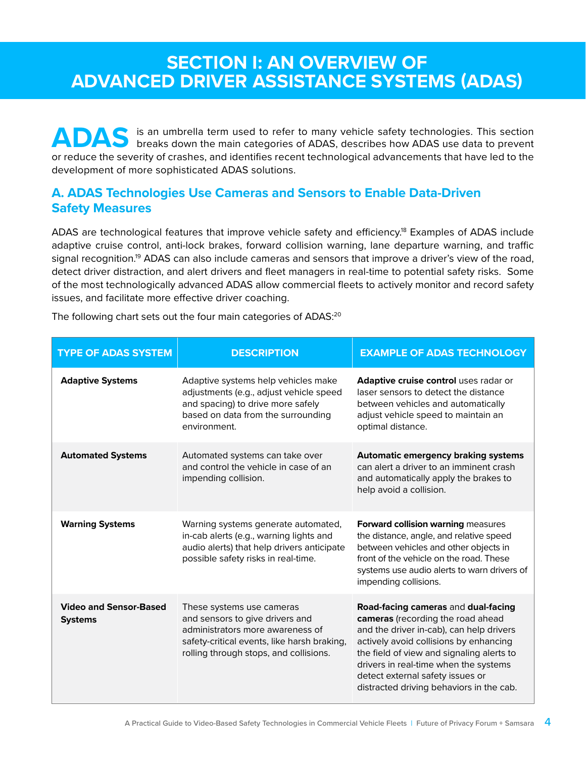# SECTION I: AN OVERVIEW OF ADVANCED DRIVER ASSISTANCE SYSTEMS (ADAS)

**ADAS** is an umbrella term used to refer to many vehicle safety technologies. This section breaks down the main categories of ADAS, describes how ADAS use data to prevent or reduce the severity of crashes, and identifies recent technological advancements that have led to the development of more sophisticated ADAS solutions.

## A. ADAS Technologies Use Cameras and Sensors to Enable Data-Driven Safety Measures

ADAS are technological features that improve vehicle safety and efficiency.[18] Examples of ADAS include adaptive cruise control, anti-lock brakes, forward collision warning, lane departure warning, and traffic signal recognition.[19] ADAS can also include cameras and sensors that improve a driver's view of the road, detect driver distraction, and alert drivers and fleet managers in real-time to potential safety risks. Some of the most technologically advanced ADAS allow commercial fleets to actively monitor and record safety issues, and facilitate more effective driver coaching.

The following chart sets out the four main categories of ADAS:[20]

| TYPE OF ADAS SYSTEM | DESCRIPTION | EXAMPLE OF ADAS TECHNOLOGY |
|---|---|---|
| **Adaptive Systems** | Adaptive systems help vehicles make adjustments (e.g., adjust vehicle speed and spacing) to drive more safely based on data from the surrounding environment. | **Adaptive cruise control** uses radar or laser sensors to detect the distance between vehicles and automatically adjust vehicle speed to maintain an optimal distance. |
| **Automated Systems** | Automated systems can take over and control the vehicle in case of an impending collision. | **Automatic emergency braking systems** can alert a driver to an imminent crash and automatically apply the brakes to help avoid a collision. |
| **Warning Systems** | Warning systems generate automated, in-cab alerts (e.g., warning lights and audio alerts) that help drivers anticipate possible safety risks in real-time. | **Forward collision warning** measures the distance, angle, and relative speed between vehicles and other objects in front of the vehicle on the road. These systems use audio alerts to warn drivers of impending collisions. |
| **Video and Sensor-Based Systems** | These systems use cameras and sensors to give drivers and administrators more awareness of safety-critical events, like harsh braking, rolling through stops, and collisions. | **Road-facing cameras** and **dual-facing cameras** (recording the road ahead and the driver in-cab), can help drivers actively avoid collisions by enhancing the field of view and signaling alerts to drivers in real-time when the systems detect external safety issues or distracted driving behaviors in the cab. |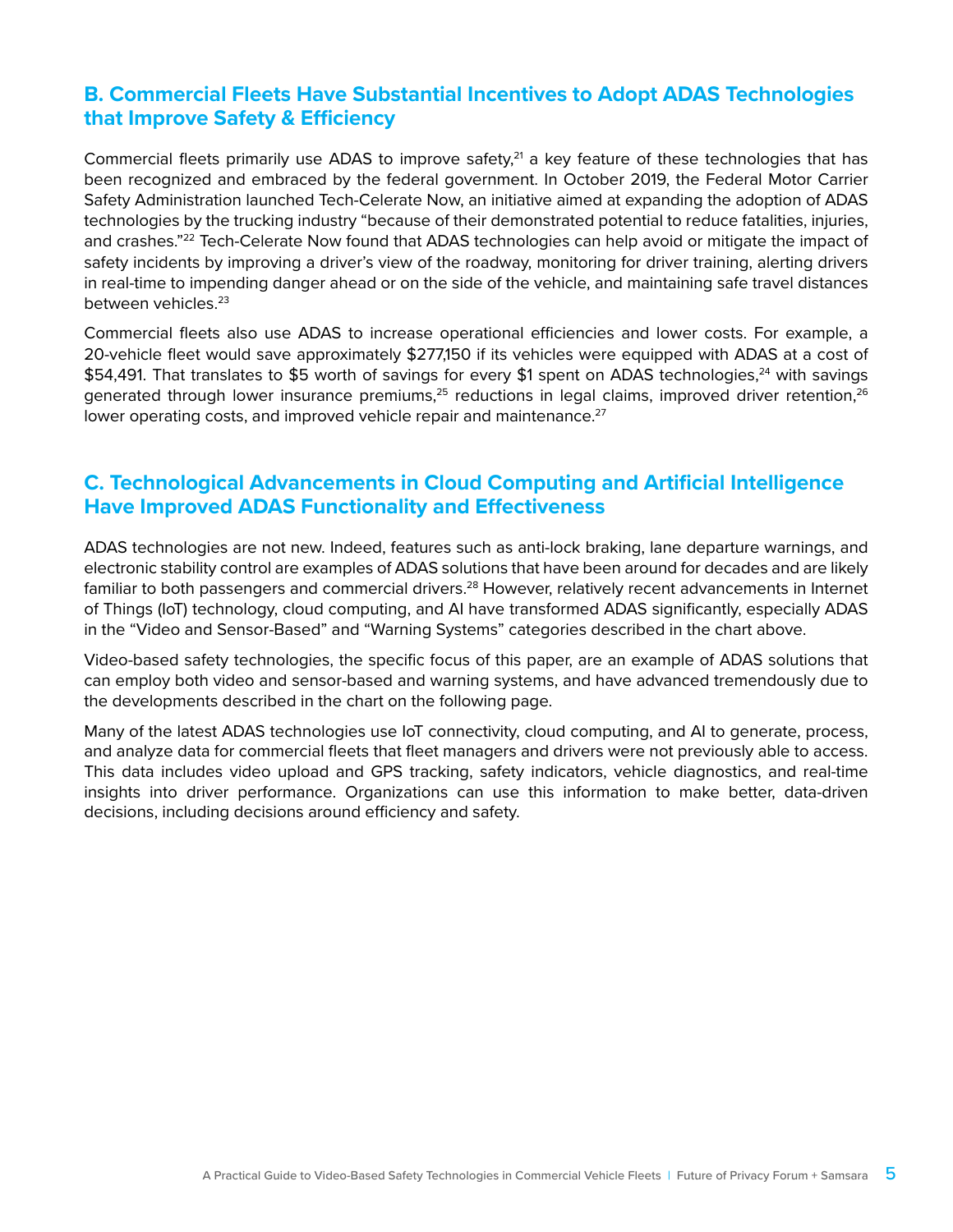## B. Commercial Fleets Have Substantial Incentives to Adopt ADAS Technologies that Improve Safety & Efficiency

Commercial fleets primarily use ADAS to improve safety,[21] a key feature of these technologies that has been recognized and embraced by the federal government. In October 2019, the Federal Motor Carrier Safety Administration launched Tech-Celerate Now, an initiative aimed at expanding the adoption of ADAS technologies by the trucking industry "because of their demonstrated potential to reduce fatalities, injuries, and crashes."[22] Tech-Celerate Now found that ADAS technologies can help avoid or mitigate the impact of safety incidents by improving a driver's view of the roadway, monitoring for driver training, alerting drivers in real-time to impending danger ahead or on the side of the vehicle, and maintaining safe travel distances between vehicles.[23]

Commercial fleets also use ADAS to increase operational efficiencies and lower costs. For example, a 20-vehicle fleet would save approximately $277,150 if its vehicles were equipped with ADAS at a cost of $54,491. That translates to $5 worth of savings for every $1 spent on ADAS technologies,[24] with savings generated through lower insurance premiums,[25] reductions in legal claims, improved driver retention,[26] lower operating costs, and improved vehicle repair and maintenance.[27]

## C. Technological Advancements in Cloud Computing and Artificial Intelligence Have Improved ADAS Functionality and Effectiveness

ADAS technologies are not new. Indeed, features such as anti-lock braking, lane departure warnings, and electronic stability control are examples of ADAS solutions that have been around for decades and are likely familiar to both passengers and commercial drivers.[28] However, relatively recent advancements in Internet of Things (IoT) technology, cloud computing, and AI have transformed ADAS significantly, especially ADAS in the "Video and Sensor-Based" and "Warning Systems" categories described in the chart above.

Video-based safety technologies, the specific focus of this paper, are an example of ADAS solutions that can employ both video and sensor-based and warning systems, and have advanced tremendously due to the developments described in the chart on the following page.

Many of the latest ADAS technologies use IoT connectivity, cloud computing, and AI to generate, process, and analyze data for commercial fleets that fleet managers and drivers were not previously able to access. This data includes video upload and GPS tracking, safety indicators, vehicle diagnostics, and real-time insights into driver performance. Organizations can use this information to make better, data-driven decisions, including decisions around efficiency and safety.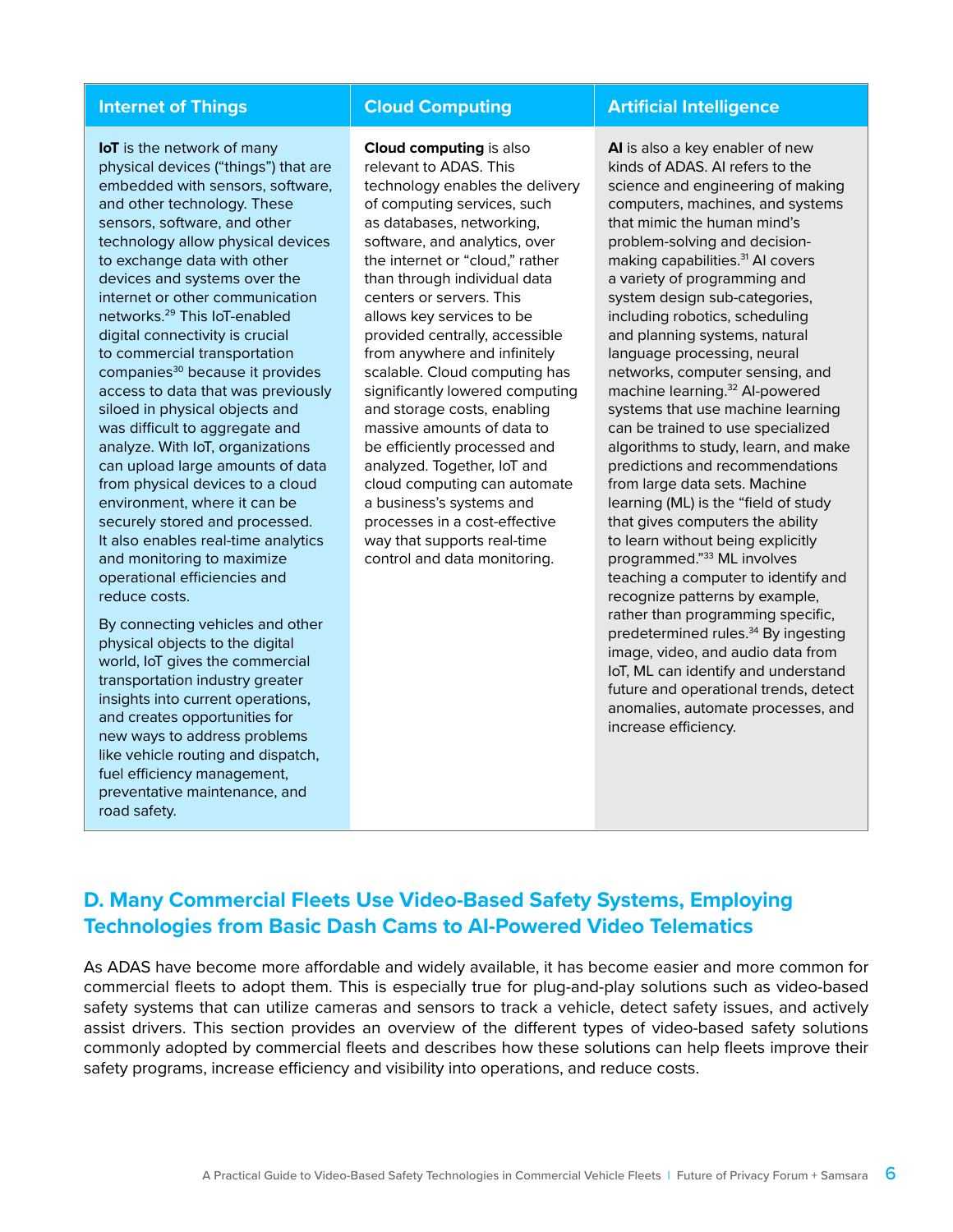| Internet of Things | Cloud Computing | Artificial Intelligence |
|---|---|---|
| **IoT** is the network of many physical devices ("things") that are embedded with sensors, software, and other technology. These sensors, software, and other technology allow physical devices to exchange data with other devices and systems over the internet or other communication networks.[29] This IoT-enabled digital connectivity is crucial to commercial transportation companies[30] because it provides access to data that was previously siloed in physical objects and was difficult to aggregate and analyze. With IoT, organizations can upload large amounts of data from physical devices to a cloud environment, where it can be securely stored and processed. It also enables real-time analytics and monitoring to maximize operational efficiencies and reduce costs.<br><br>By connecting vehicles and other physical objects to the digital world, IoT gives the commercial transportation industry greater insights into current operations, and creates opportunities for new ways to address problems like vehicle routing and dispatch, fuel efficiency management, preventative maintenance, and road safety. | **Cloud computing** is also relevant to ADAS. This technology enables the delivery of computing services, such as databases, networking, software, and analytics, over the internet or "cloud," rather than through individual data centers or servers. This allows key services to be provided centrally, accessible from anywhere and infinitely scalable. Cloud computing has significantly lowered computing and storage costs, enabling massive amounts of data to be efficiently processed and analyzed. Together, IoT and cloud computing can automate a business's systems and processes in a cost-effective way that supports real-time control and data monitoring. | **AI** is also a key enabler of new kinds of ADAS. AI refers to the science and engineering of making computers, machines, and systems that mimic the human mind's problem-solving and decision-making capabilities.[31] AI covers a variety of programming and system design sub-categories, including robotics, scheduling and planning systems, natural language processing, neural networks, computer sensing, and machine learning.[32] AI-powered systems that use machine learning can be trained to use specialized algorithms to study, learn, and make predictions and recommendations from large data sets. Machine learning (ML) is the "field of study that gives computers the ability to learn without being explicitly programmed."[33] ML involves teaching a computer to identify and recognize patterns by example, rather than programming specific, predetermined rules.[34] By ingesting image, video, and audio data from IoT, ML can identify and understand future and operational trends, detect anomalies, automate processes, and increase efficiency. |

## D. Many Commercial Fleets Use Video-Based Safety Systems, Employing Technologies from Basic Dash Cams to AI-Powered Video Telematics

As ADAS have become more affordable and widely available, it has become easier and more common for commercial fleets to adopt them. This is especially true for plug-and-play solutions such as video-based safety systems that can utilize cameras and sensors to track a vehicle, detect safety issues, and actively assist drivers. This section provides an overview of the different types of video-based safety solutions commonly adopted by commercial fleets and describes how these solutions can help fleets improve their safety programs, increase efficiency and visibility into operations, and reduce costs.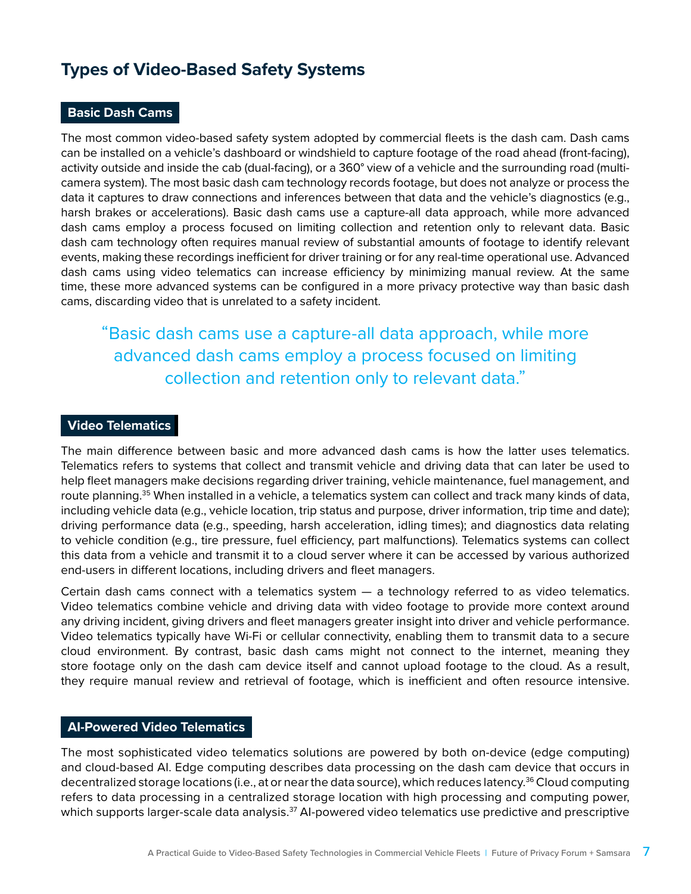## Types of Video-Based Safety Systems

### Basic Dash Cams

The most common video-based safety system adopted by commercial fleets is the dash cam. Dash cams can be installed on a vehicle's dashboard or windshield to capture footage of the road ahead (front-facing), activity outside and inside the cab (dual-facing), or a 360° view of a vehicle and the surrounding road (multi-camera system). The most basic dash cam technology records footage, but does not analyze or process the data it captures to draw connections and inferences between that data and the vehicle's diagnostics (e.g., harsh brakes or accelerations). Basic dash cams use a capture-all data approach, while more advanced dash cams employ a process focused on limiting collection and retention only to relevant data. Basic dash cam technology often requires manual review of substantial amounts of footage to identify relevant events, making these recordings inefficient for driver training or for any real-time operational use. Advanced dash cams using video telematics can increase efficiency by minimizing manual review. At the same time, these more advanced systems can be configured in a more privacy protective way than basic dash cams, discarding video that is unrelated to a safety incident.

> "Basic dash cams use a capture-all data approach, while more advanced dash cams employ a process focused on limiting collection and retention only to relevant data."

### Video Telematics

The main difference between basic and more advanced dash cams is how the latter uses telematics. Telematics refers to systems that collect and transmit vehicle and driving data that can later be used to help fleet managers make decisions regarding driver training, vehicle maintenance, fuel management, and route planning.[35] When installed in a vehicle, a telematics system can collect and track many kinds of data, including vehicle data (e.g., vehicle location, trip status and purpose, driver information, trip time and date); driving performance data (e.g., speeding, harsh acceleration, idling times); and diagnostics data relating to vehicle condition (e.g., tire pressure, fuel efficiency, part malfunctions). Telematics systems can collect this data from a vehicle and transmit it to a cloud server where it can be accessed by various authorized end-users in different locations, including drivers and fleet managers.

Certain dash cams connect with a telematics system — a technology referred to as video telematics. Video telematics combine vehicle and driving data with video footage to provide more context around any driving incident, giving drivers and fleet managers greater insight into driver and vehicle performance. Video telematics typically have Wi-Fi or cellular connectivity, enabling them to transmit data to a secure cloud environment. By contrast, basic dash cams might not connect to the internet, meaning they store footage only on the dash cam device itself and cannot upload footage to the cloud. As a result, they require manual review and retrieval of footage, which is inefficient and often resource intensive.

### AI-Powered Video Telematics

The most sophisticated video telematics solutions are powered by both on-device (edge computing) and cloud-based AI. Edge computing describes data processing on the dash cam device that occurs in decentralized storage locations (i.e., at or near the data source), which reduces latency.[36] Cloud computing refers to data processing in a centralized storage location with high processing and computing power, which supports larger-scale data analysis.[37] AI-powered video telematics use predictive and prescriptive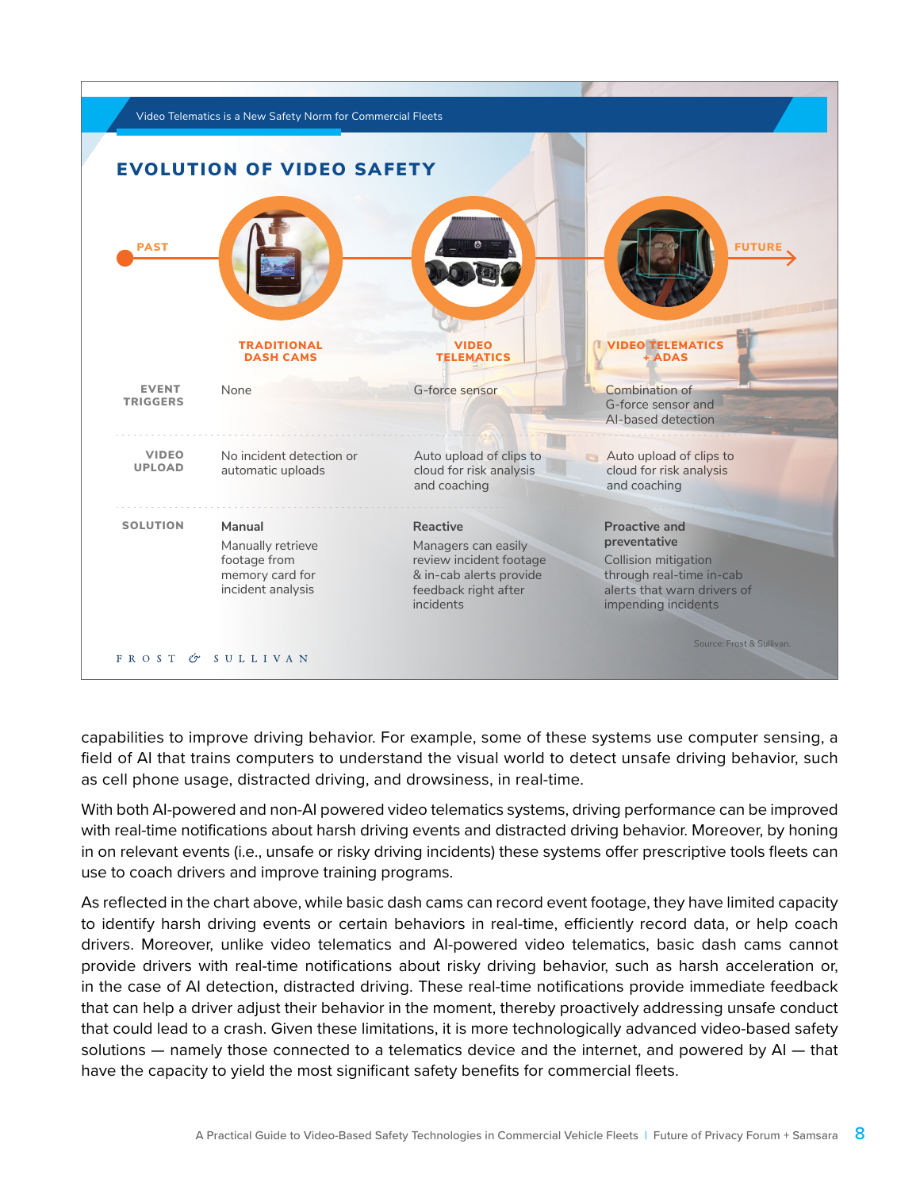Video Telematics is a New Safety Norm for Commercial Fleets

## EVOLUTION OF VIDEO SAFETY

PAST → FUTURE

| | TRADITIONAL DASH CAMS | VIDEO TELEMATICS | VIDEO TELEMATICS + ADAS |
|---|---|---|---|
| **EVENT TRIGGERS** | None | G-force sensor | Combination of G-force sensor and AI-based detection |
| **VIDEO UPLOAD** | No incident detection or automatic uploads | Auto upload of clips to cloud for risk analysis and coaching | Auto upload of clips to cloud for risk analysis and coaching |
| **SOLUTION** | **Manual** Manually retrieve footage from memory card for incident analysis | **Reactive** Managers can easily review incident footage & in-cab alerts provide feedback right after incidents | **Proactive and preventative** Collision mitigation through real-time in-cab alerts that warn drivers of impending incidents |

Source: Frost & Sullivan.

FROST & SULLIVAN

capabilities to improve driving behavior. For example, some of these systems use computer sensing, a field of AI that trains computers to understand the visual world to detect unsafe driving behavior, such as cell phone usage, distracted driving, and drowsiness, in real-time.

With both AI-powered and non-AI powered video telematics systems, driving performance can be improved with real-time notifications about harsh driving events and distracted driving behavior. Moreover, by honing in on relevant events (i.e., unsafe or risky driving incidents) these systems offer prescriptive tools fleets can use to coach drivers and improve training programs.

As reflected in the chart above, while basic dash cams can record event footage, they have limited capacity to identify harsh driving events or certain behaviors in real-time, efficiently record data, or help coach drivers. Moreover, unlike video telematics and AI-powered video telematics, basic dash cams cannot provide drivers with real-time notifications about risky driving behavior, such as harsh acceleration or, in the case of AI detection, distracted driving. These real-time notifications provide immediate feedback that can help a driver adjust their behavior in the moment, thereby proactively addressing unsafe conduct that could lead to a crash. Given these limitations, it is more technologically advanced video-based safety solutions — namely those connected to a telematics device and the internet, and powered by AI — that have the capacity to yield the most significant safety benefits for commercial fleets.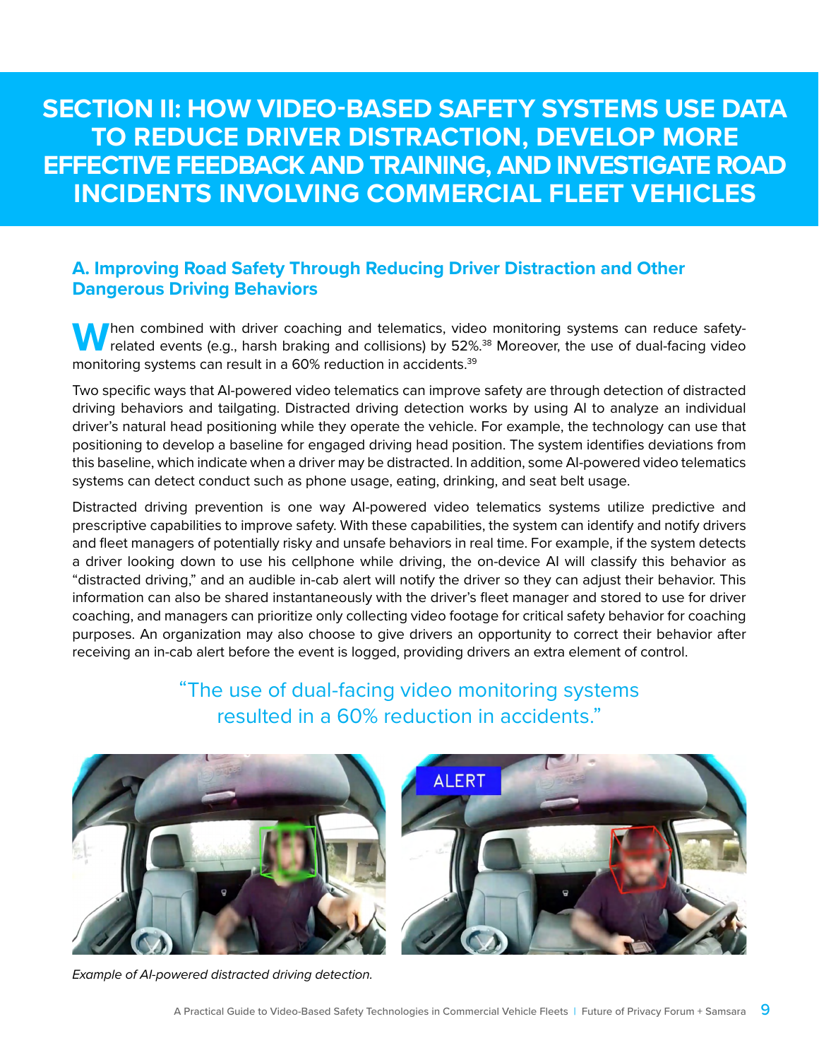# SECTION II: HOW VIDEO-BASED SAFETY SYSTEMS USE DATA TO REDUCE DRIVER DISTRACTION, DEVELOP MORE EFFECTIVE FEEDBACK AND TRAINING, AND INVESTIGATE ROAD INCIDENTS INVOLVING COMMERCIAL FLEET VEHICLES

## A. Improving Road Safety Through Reducing Driver Distraction and Other Dangerous Driving Behaviors

When combined with driver coaching and telematics, video monitoring systems can reduce safety-related events (e.g., harsh braking and collisions) by 52%.[38] Moreover, the use of dual-facing video monitoring systems can result in a 60% reduction in accidents.[39]

Two specific ways that AI-powered video telematics can improve safety are through detection of distracted driving behaviors and tailgating. Distracted driving detection works by using AI to analyze an individual driver's natural head positioning while they operate the vehicle. For example, the technology can use that positioning to develop a baseline for engaged driving head position. The system identifies deviations from this baseline, which indicate when a driver may be distracted. In addition, some AI-powered video telematics systems can detect conduct such as phone usage, eating, drinking, and seat belt usage.

Distracted driving prevention is one way AI-powered video telematics systems utilize predictive and prescriptive capabilities to improve safety. With these capabilities, the system can identify and notify drivers and fleet managers of potentially risky and unsafe behaviors in real time. For example, if the system detects a driver looking down to use his cellphone while driving, the on-device AI will classify this behavior as "distracted driving," and an audible in-cab alert will notify the driver so they can adjust their behavior. This information can also be shared instantaneously with the driver's fleet manager and stored to use for driver coaching, and managers can prioritize only collecting video footage for critical safety behavior for coaching purposes. An organization may also choose to give drivers an opportunity to correct their behavior after receiving an in-cab alert before the event is logged, providing drivers an extra element of control.

"The use of dual-facing video monitoring systems resulted in a 60% reduction in accidents."

*Example of AI-powered distracted driving detection.*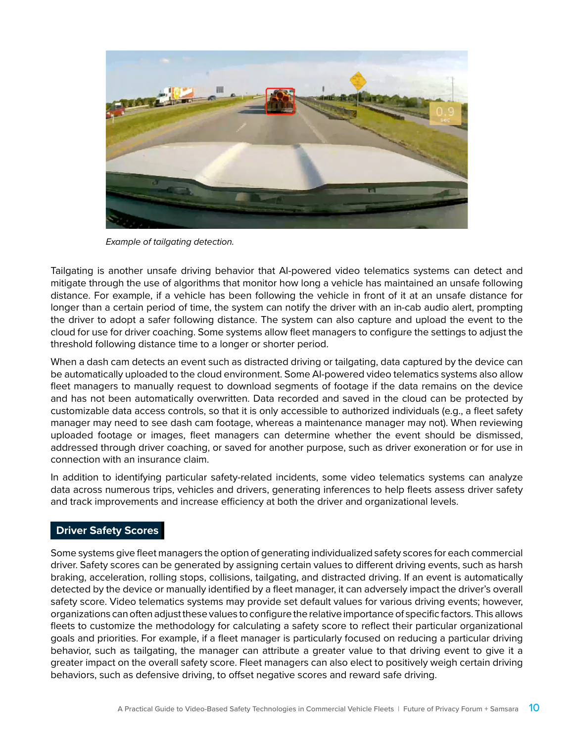*Example of tailgating detection.*

Tailgating is another unsafe driving behavior that AI-powered video telematics systems can detect and mitigate through the use of algorithms that monitor how long a vehicle has maintained an unsafe following distance. For example, if a vehicle has been following the vehicle in front of it at an unsafe distance for longer than a certain period of time, the system can notify the driver with an in-cab audio alert, prompting the driver to adopt a safer following distance. The system can also capture and upload the event to the cloud for use for driver coaching. Some systems allow fleet managers to configure the settings to adjust the threshold following distance time to a longer or shorter period.

When a dash cam detects an event such as distracted driving or tailgating, data captured by the device can be automatically uploaded to the cloud environment. Some AI-powered video telematics systems also allow fleet managers to manually request to download segments of footage if the data remains on the device and has not been automatically overwritten. Data recorded and saved in the cloud can be protected by customizable data access controls, so that it is only accessible to authorized individuals (e.g., a fleet safety manager may need to see dash cam footage, whereas a maintenance manager may not). When reviewing uploaded footage or images, fleet managers can determine whether the event should be dismissed, addressed through driver coaching, or saved for another purpose, such as driver exoneration or for use in connection with an insurance claim.

In addition to identifying particular safety-related incidents, some video telematics systems can analyze data across numerous trips, vehicles and drivers, generating inferences to help fleets assess driver safety and track improvements and increase efficiency at both the driver and organizational levels.

## Driver Safety Scores

Some systems give fleet managers the option of generating individualized safety scores for each commercial driver. Safety scores can be generated by assigning certain values to different driving events, such as harsh braking, acceleration, rolling stops, collisions, tailgating, and distracted driving. If an event is automatically detected by the device or manually identified by a fleet manager, it can adversely impact the driver's overall safety score. Video telematics systems may provide set default values for various driving events; however, organizations can often adjust these values to configure the relative importance of specific factors. This allows fleets to customize the methodology for calculating a safety score to reflect their particular organizational goals and priorities. For example, if a fleet manager is particularly focused on reducing a particular driving behavior, such as tailgating, the manager can attribute a greater value to that driving event to give it a greater impact on the overall safety score. Fleet managers can also elect to positively weigh certain driving behaviors, such as defensive driving, to offset negative scores and reward safe driving.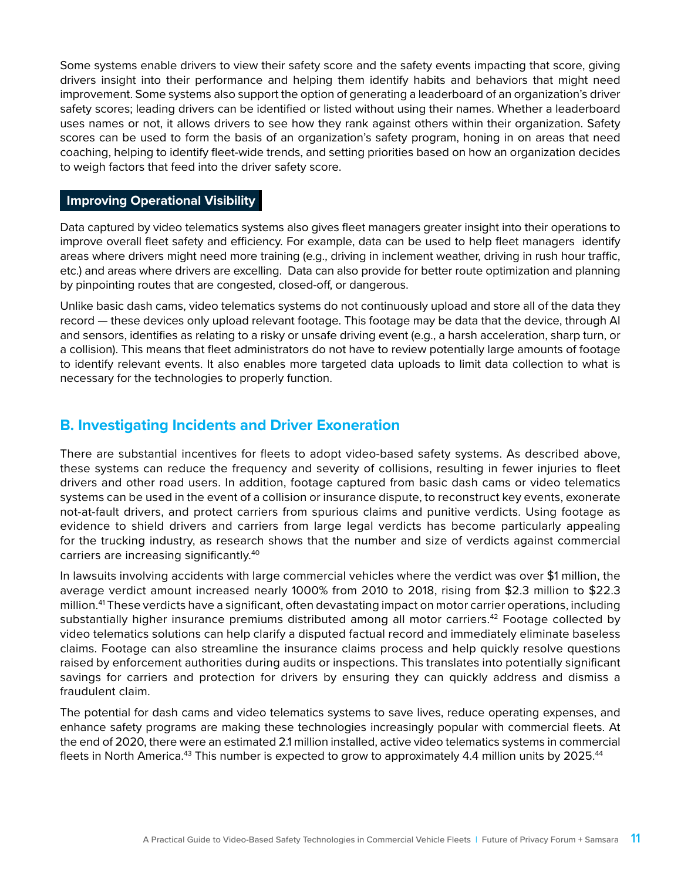Some systems enable drivers to view their safety score and the safety events impacting that score, giving drivers insight into their performance and helping them identify habits and behaviors that might need improvement. Some systems also support the option of generating a leaderboard of an organization's driver safety scores; leading drivers can be identified or listed without using their names. Whether a leaderboard uses names or not, it allows drivers to see how they rank against others within their organization. Safety scores can be used to form the basis of an organization's safety program, honing in on areas that need coaching, helping to identify fleet-wide trends, and setting priorities based on how an organization decides to weigh factors that feed into the driver safety score.

### Improving Operational Visibility

Data captured by video telematics systems also gives fleet managers greater insight into their operations to improve overall fleet safety and efficiency. For example, data can be used to help fleet managers identify areas where drivers might need more training (e.g., driving in inclement weather, driving in rush hour traffic, etc.) and areas where drivers are excelling. Data can also provide for better route optimization and planning by pinpointing routes that are congested, closed-off, or dangerous.

Unlike basic dash cams, video telematics systems do not continuously upload and store all of the data they record — these devices only upload relevant footage. This footage may be data that the device, through AI and sensors, identifies as relating to a risky or unsafe driving event (e.g., a harsh acceleration, sharp turn, or a collision). This means that fleet administrators do not have to review potentially large amounts of footage to identify relevant events. It also enables more targeted data uploads to limit data collection to what is necessary for the technologies to properly function.

## B. Investigating Incidents and Driver Exoneration

There are substantial incentives for fleets to adopt video-based safety systems. As described above, these systems can reduce the frequency and severity of collisions, resulting in fewer injuries to fleet drivers and other road users. In addition, footage captured from basic dash cams or video telematics systems can be used in the event of a collision or insurance dispute, to reconstruct key events, exonerate not-at-fault drivers, and protect carriers from spurious claims and punitive verdicts. Using footage as evidence to shield drivers and carriers from large legal verdicts has become particularly appealing for the trucking industry, as research shows that the number and size of verdicts against commercial carriers are increasing significantly.[40]

In lawsuits involving accidents with large commercial vehicles where the verdict was over $1 million, the average verdict amount increased nearly 1000% from 2010 to 2018, rising from $2.3 million to $22.3 million.[41] These verdicts have a significant, often devastating impact on motor carrier operations, including substantially higher insurance premiums distributed among all motor carriers.[42] Footage collected by video telematics solutions can help clarify a disputed factual record and immediately eliminate baseless claims. Footage can also streamline the insurance claims process and help quickly resolve questions raised by enforcement authorities during audits or inspections. This translates into potentially significant savings for carriers and protection for drivers by ensuring they can quickly address and dismiss a fraudulent claim.

The potential for dash cams and video telematics systems to save lives, reduce operating expenses, and enhance safety programs are making these technologies increasingly popular with commercial fleets. At the end of 2020, there were an estimated 2.1 million installed, active video telematics systems in commercial fleets in North America.[43] This number is expected to grow to approximately 4.4 million units by 2025.[44]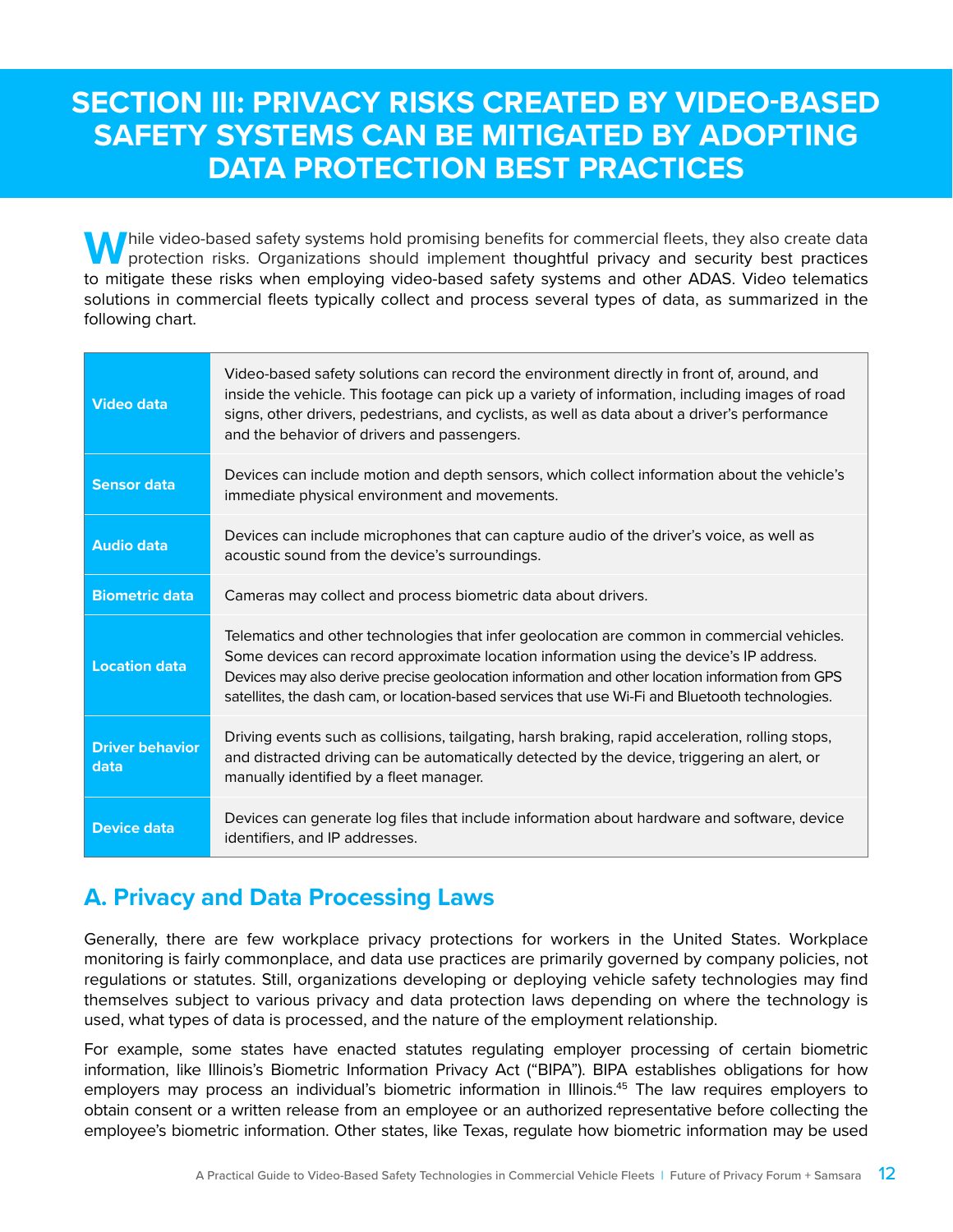# SECTION III: PRIVACY RISKS CREATED BY VIDEO-BASED SAFETY SYSTEMS CAN BE MITIGATED BY ADOPTING DATA PROTECTION BEST PRACTICES

While video-based safety systems hold promising benefits for commercial fleets, they also create data protection risks. Organizations should implement thoughtful privacy and security best practices to mitigate these risks when employing video-based safety systems and other ADAS. Video telematics solutions in commercial fleets typically collect and process several types of data, as summarized in the following chart.

| | |
|---|---|
| **Video data** | Video-based safety solutions can record the environment directly in front of, around, and inside the vehicle. This footage can pick up a variety of information, including images of road signs, other drivers, pedestrians, and cyclists, as well as data about a driver's performance and the behavior of drivers and passengers. |
| **Sensor data** | Devices can include motion and depth sensors, which collect information about the vehicle's immediate physical environment and movements. |
| **Audio data** | Devices can include microphones that can capture audio of the driver's voice, as well as acoustic sound from the device's surroundings. |
| **Biometric data** | Cameras may collect and process biometric data about drivers. |
| **Location data** | Telematics and other technologies that infer geolocation are common in commercial vehicles. Some devices can record approximate location information using the device's IP address. Devices may also derive precise geolocation information and other location information from GPS satellites, the dash cam, or location-based services that use Wi-Fi and Bluetooth technologies. |
| **Driver behavior data** | Driving events such as collisions, tailgating, harsh braking, rapid acceleration, rolling stops, and distracted driving can be automatically detected by the device, triggering an alert, or manually identified by a fleet manager. |
| **Device data** | Devices can generate log files that include information about hardware and software, device identifiers, and IP addresses. |

## A. Privacy and Data Processing Laws

Generally, there are few workplace privacy protections for workers in the United States. Workplace monitoring is fairly commonplace, and data use practices are primarily governed by company policies, not regulations or statutes. Still, organizations developing or deploying vehicle safety technologies may find themselves subject to various privacy and data protection laws depending on where the technology is used, what types of data is processed, and the nature of the employment relationship.

For example, some states have enacted statutes regulating employer processing of certain biometric information, like Illinois's Biometric Information Privacy Act ("BIPA"). BIPA establishes obligations for how employers may process an individual's biometric information in Illinois.[45] The law requires employers to obtain consent or a written release from an employee or an authorized representative before collecting the employee's biometric information. Other states, like Texas, regulate how biometric information may be used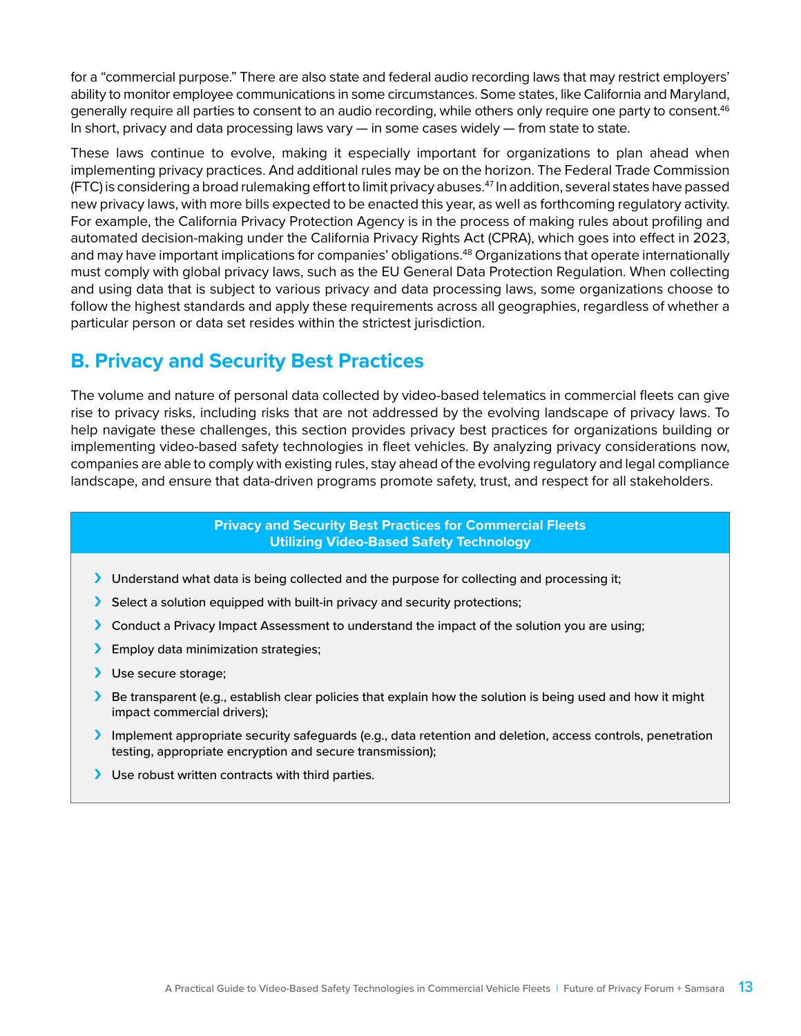for a "commercial purpose." There are also state and federal audio recording laws that may restrict employers' ability to monitor employee communications in some circumstances. Some states, like California and Maryland, generally require all parties to consent to an audio recording, while others only require one party to consent.[46] In short, privacy and data processing laws vary — in some cases widely — from state to state.

These laws continue to evolve, making it especially important for organizations to plan ahead when implementing privacy practices. And additional rules may be on the horizon. The Federal Trade Commission (FTC) is considering a broad rulemaking effort to limit privacy abuses.[47] In addition, several states have passed new privacy laws, with more bills expected to be enacted this year, as well as forthcoming regulatory activity. For example, the California Privacy Protection Agency is in the process of making rules about profiling and automated decision-making under the California Privacy Rights Act (CPRA), which goes into effect in 2023, and may have important implications for companies' obligations.[48] Organizations that operate internationally must comply with global privacy laws, such as the EU General Data Protection Regulation. When collecting and using data that is subject to various privacy and data processing laws, some organizations choose to follow the highest standards and apply these requirements across all geographies, regardless of whether a particular person or data set resides within the strictest jurisdiction.

## B. Privacy and Security Best Practices

The volume and nature of personal data collected by video-based telematics in commercial fleets can give rise to privacy risks, including risks that are not addressed by the evolving landscape of privacy laws. To help navigate these challenges, this section provides privacy best practices for organizations building or implementing video-based safety technologies in fleet vehicles. By analyzing privacy considerations now, companies are able to comply with existing rules, stay ahead of the evolving regulatory and legal compliance landscape, and ensure that data-driven programs promote safety, trust, and respect for all stakeholders.

**Privacy and Security Best Practices for Commercial Fleets Utilizing Video-Based Safety Technology**

- Understand what data is being collected and the purpose for collecting and processing it;
- Select a solution equipped with built-in privacy and security protections;
- Conduct a Privacy Impact Assessment to understand the impact of the solution you are using;
- Employ data minimization strategies;
- Use secure storage;
- Be transparent (e.g., establish clear policies that explain how the solution is being used and how it might impact commercial drivers);
- Implement appropriate security safeguards (e.g., data retention and deletion, access controls, penetration testing, appropriate encryption and secure transmission);
- Use robust written contracts with third parties.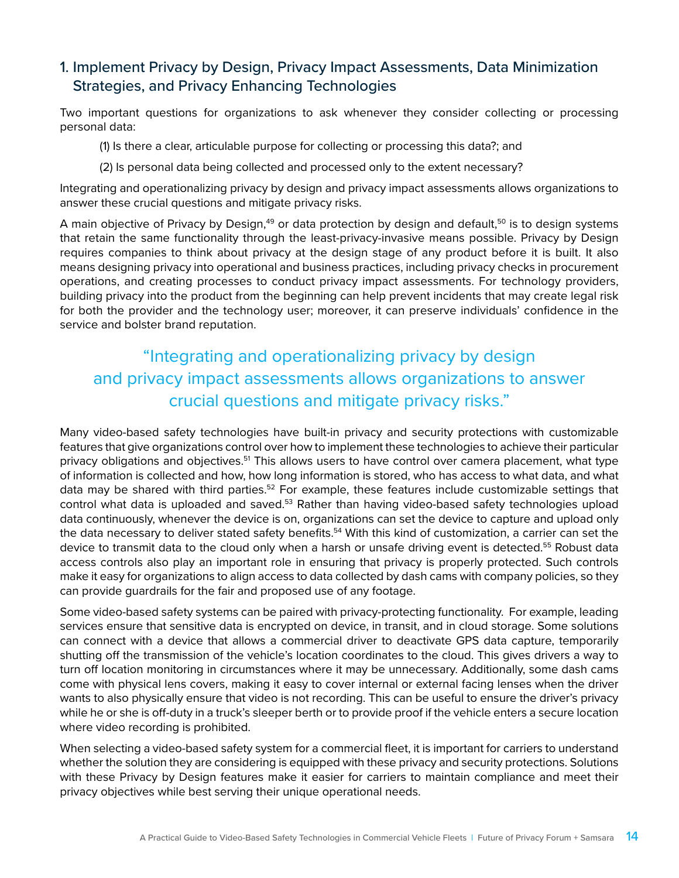## 1. Implement Privacy by Design, Privacy Impact Assessments, Data Minimization Strategies, and Privacy Enhancing Technologies

Two important questions for organizations to ask whenever they consider collecting or processing personal data:

(1) Is there a clear, articulable purpose for collecting or processing this data?; and

(2) Is personal data being collected and processed only to the extent necessary?

Integrating and operationalizing privacy by design and privacy impact assessments allows organizations to answer these crucial questions and mitigate privacy risks.

A main objective of Privacy by Design,[49] or data protection by design and default,[50] is to design systems that retain the same functionality through the least-privacy-invasive means possible. Privacy by Design requires companies to think about privacy at the design stage of any product before it is built. It also means designing privacy into operational and business practices, including privacy checks in procurement operations, and creating processes to conduct privacy impact assessments. For technology providers, building privacy into the product from the beginning can help prevent incidents that may create legal risk for both the provider and the technology user; moreover, it can preserve individuals' confidence in the service and bolster brand reputation.

> "Integrating and operationalizing privacy by design and privacy impact assessments allows organizations to answer crucial questions and mitigate privacy risks."

Many video-based safety technologies have built-in privacy and security protections with customizable features that give organizations control over how to implement these technologies to achieve their particular privacy obligations and objectives.[51] This allows users to have control over camera placement, what type of information is collected and how, how long information is stored, who has access to what data, and what data may be shared with third parties.[52] For example, these features include customizable settings that control what data is uploaded and saved.[53] Rather than having video-based safety technologies upload data continuously, whenever the device is on, organizations can set the device to capture and upload only the data necessary to deliver stated safety benefits.[54] With this kind of customization, a carrier can set the device to transmit data to the cloud only when a harsh or unsafe driving event is detected.[55] Robust data access controls also play an important role in ensuring that privacy is properly protected. Such controls make it easy for organizations to align access to data collected by dash cams with company policies, so they can provide guardrails for the fair and proposed use of any footage.

Some video-based safety systems can be paired with privacy-protecting functionality. For example, leading services ensure that sensitive data is encrypted on device, in transit, and in cloud storage. Some solutions can connect with a device that allows a commercial driver to deactivate GPS data capture, temporarily shutting off the transmission of the vehicle's location coordinates to the cloud. This gives drivers a way to turn off location monitoring in circumstances where it may be unnecessary. Additionally, some dash cams come with physical lens covers, making it easy to cover internal or external facing lenses when the driver wants to also physically ensure that video is not recording. This can be useful to ensure the driver's privacy while he or she is off-duty in a truck's sleeper berth or to provide proof if the vehicle enters a secure location where video recording is prohibited.

When selecting a video-based safety system for a commercial fleet, it is important for carriers to understand whether the solution they are considering is equipped with these privacy and security protections. Solutions with these Privacy by Design features make it easier for carriers to maintain compliance and meet their privacy objectives while best serving their unique operational needs.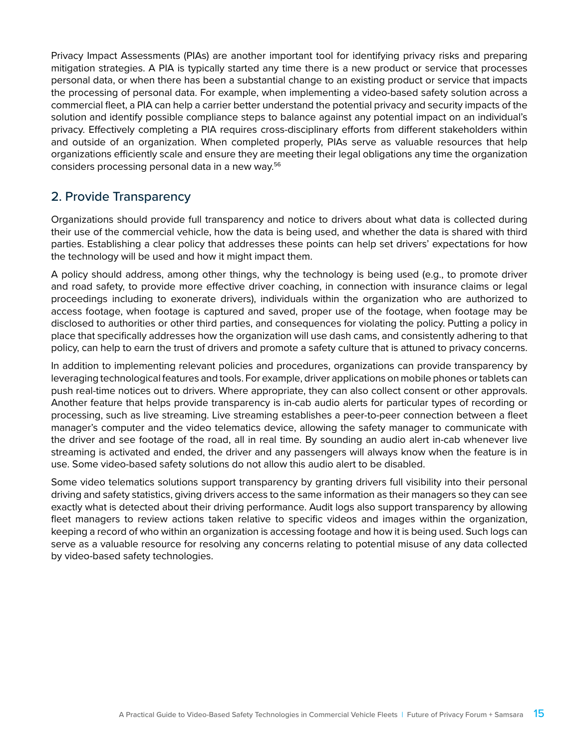Privacy Impact Assessments (PIAs) are another important tool for identifying privacy risks and preparing mitigation strategies. A PIA is typically started any time there is a new product or service that processes personal data, or when there has been a substantial change to an existing product or service that impacts the processing of personal data. For example, when implementing a video-based safety solution across a commercial fleet, a PIA can help a carrier better understand the potential privacy and security impacts of the solution and identify possible compliance steps to balance against any potential impact on an individual's privacy. Effectively completing a PIA requires cross-disciplinary efforts from different stakeholders within and outside of an organization. When completed properly, PIAs serve as valuable resources that help organizations efficiently scale and ensure they are meeting their legal obligations any time the organization considers processing personal data in a new way.[56]

## 2. Provide Transparency

Organizations should provide full transparency and notice to drivers about what data is collected during their use of the commercial vehicle, how the data is being used, and whether the data is shared with third parties. Establishing a clear policy that addresses these points can help set drivers' expectations for how the technology will be used and how it might impact them.

A policy should address, among other things, why the technology is being used (e.g., to promote driver and road safety, to provide more effective driver coaching, in connection with insurance claims or legal proceedings including to exonerate drivers), individuals within the organization who are authorized to access footage, when footage is captured and saved, proper use of the footage, when footage may be disclosed to authorities or other third parties, and consequences for violating the policy. Putting a policy in place that specifically addresses how the organization will use dash cams, and consistently adhering to that policy, can help to earn the trust of drivers and promote a safety culture that is attuned to privacy concerns.

In addition to implementing relevant policies and procedures, organizations can provide transparency by leveraging technological features and tools. For example, driver applications on mobile phones or tablets can push real-time notices out to drivers. Where appropriate, they can also collect consent or other approvals. Another feature that helps provide transparency is in-cab audio alerts for particular types of recording or processing, such as live streaming. Live streaming establishes a peer-to-peer connection between a fleet manager's computer and the video telematics device, allowing the safety manager to communicate with the driver and see footage of the road, all in real time. By sounding an audio alert in-cab whenever live streaming is activated and ended, the driver and any passengers will always know when the feature is in use. Some video-based safety solutions do not allow this audio alert to be disabled.

Some video telematics solutions support transparency by granting drivers full visibility into their personal driving and safety statistics, giving drivers access to the same information as their managers so they can see exactly what is detected about their driving performance. Audit logs also support transparency by allowing fleet managers to review actions taken relative to specific videos and images within the organization, keeping a record of who within an organization is accessing footage and how it is being used. Such logs can serve as a valuable resource for resolving any concerns relating to potential misuse of any data collected by video-based safety technologies.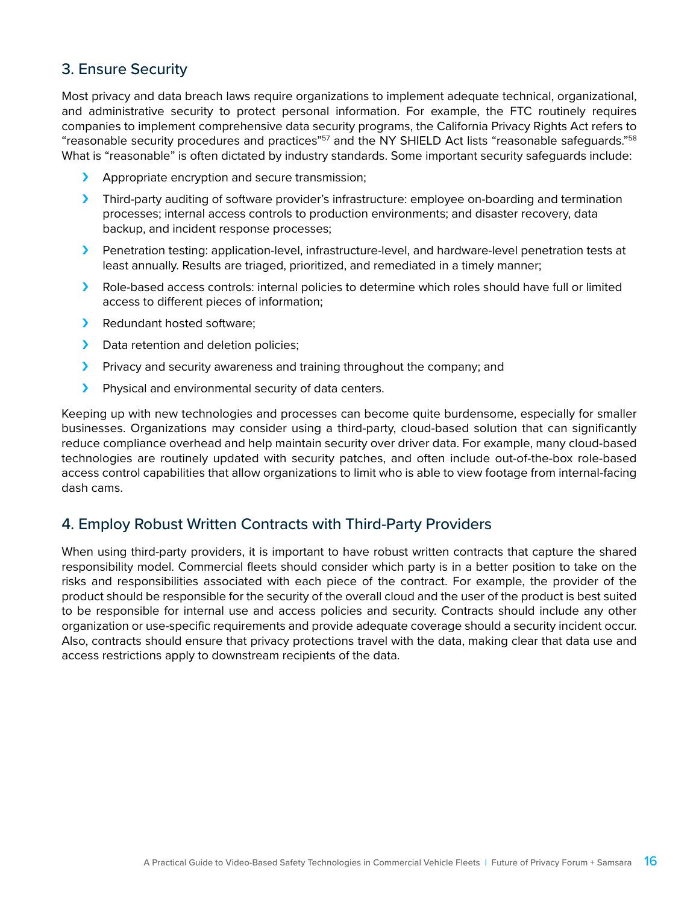## 3. Ensure Security

Most privacy and data breach laws require organizations to implement adequate technical, organizational, and administrative security to protect personal information. For example, the FTC routinely requires companies to implement comprehensive data security programs, the California Privacy Rights Act refers to "reasonable security procedures and practices"[57] and the NY SHIELD Act lists "reasonable safeguards."[58] What is "reasonable" is often dictated by industry standards. Some important security safeguards include:

- Appropriate encryption and secure transmission;
- Third-party auditing of software provider's infrastructure: employee on-boarding and termination processes; internal access controls to production environments; and disaster recovery, data backup, and incident response processes;
- Penetration testing: application-level, infrastructure-level, and hardware-level penetration tests at least annually. Results are triaged, prioritized, and remediated in a timely manner;
- Role-based access controls: internal policies to determine which roles should have full or limited access to different pieces of information;
- Redundant hosted software;
- Data retention and deletion policies;
- Privacy and security awareness and training throughout the company; and
- Physical and environmental security of data centers.

Keeping up with new technologies and processes can become quite burdensome, especially for smaller businesses. Organizations may consider using a third-party, cloud-based solution that can significantly reduce compliance overhead and help maintain security over driver data. For example, many cloud-based technologies are routinely updated with security patches, and often include out-of-the-box role-based access control capabilities that allow organizations to limit who is able to view footage from internal-facing dash cams.

## 4. Employ Robust Written Contracts with Third-Party Providers

When using third-party providers, it is important to have robust written contracts that capture the shared responsibility model. Commercial fleets should consider which party is in a better position to take on the risks and responsibilities associated with each piece of the contract. For example, the provider of the product should be responsible for the security of the overall cloud and the user of the product is best suited to be responsible for internal use and access policies and security. Contracts should include any other organization or use-specific requirements and provide adequate coverage should a security incident occur. Also, contracts should ensure that privacy protections travel with the data, making clear that data use and access restrictions apply to downstream recipients of the data.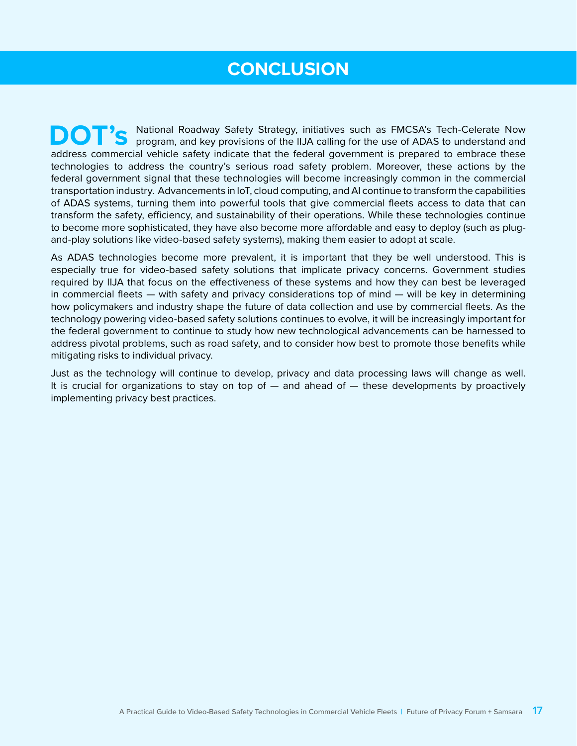# CONCLUSION

**DOT's** National Roadway Safety Strategy, initiatives such as FMCSA's Tech-Celerate Now program, and key provisions of the IIJA calling for the use of ADAS to understand and address commercial vehicle safety indicate that the federal government is prepared to embrace these technologies to address the country's serious road safety problem. Moreover, these actions by the federal government signal that these technologies will become increasingly common in the commercial transportation industry. Advancements in IoT, cloud computing, and AI continue to transform the capabilities of ADAS systems, turning them into powerful tools that give commercial fleets access to data that can transform the safety, efficiency, and sustainability of their operations. While these technologies continue to become more sophisticated, they have also become more affordable and easy to deploy (such as plug-and-play solutions like video-based safety systems), making them easier to adopt at scale.

As ADAS technologies become more prevalent, it is important that they be well understood. This is especially true for video-based safety solutions that implicate privacy concerns. Government studies required by IIJA that focus on the effectiveness of these systems and how they can best be leveraged in commercial fleets — with safety and privacy considerations top of mind — will be key in determining how policymakers and industry shape the future of data collection and use by commercial fleets. As the technology powering video-based safety solutions continues to evolve, it will be increasingly important for the federal government to continue to study how new technological advancements can be harnessed to address pivotal problems, such as road safety, and to consider how best to promote those benefits while mitigating risks to individual privacy.

Just as the technology will continue to develop, privacy and data processing laws will change as well. It is crucial for organizations to stay on top of — and ahead of — these developments by proactively implementing privacy best practices.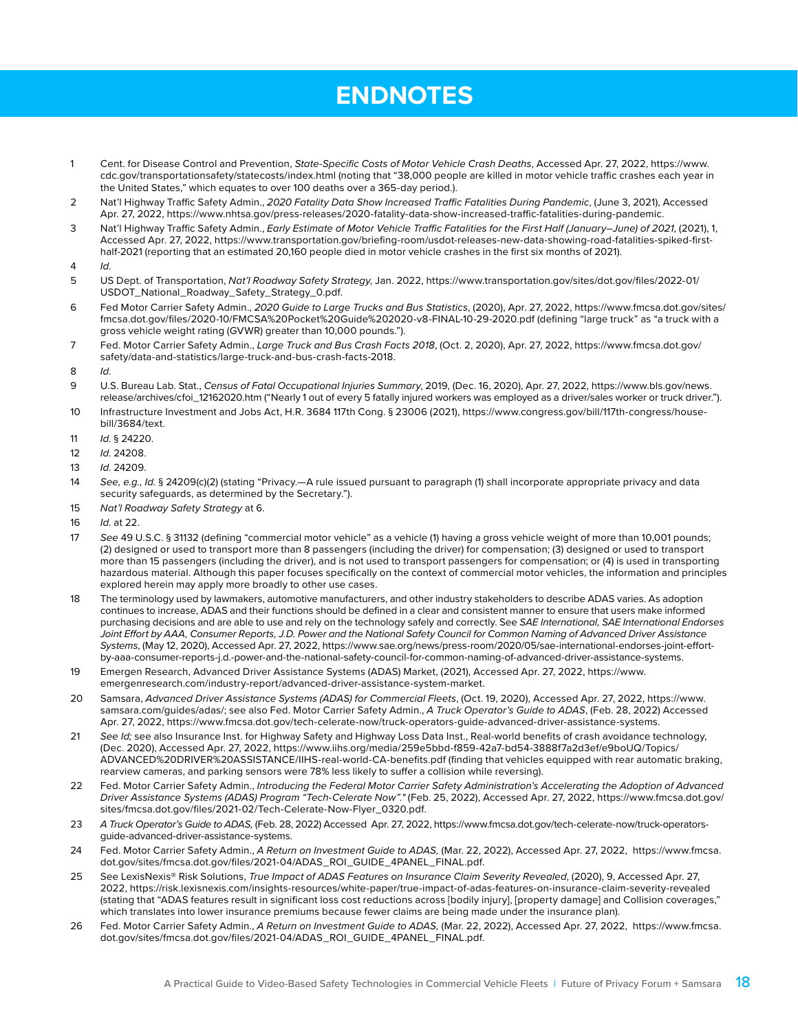# ENDNOTES

1 Cent. for Disease Control and Prevention, *State-Specific Costs of Motor Vehicle Crash Deaths*, Accessed Apr. 27, 2022, https://www.cdc.gov/transportationsafety/statecosts/index.html (noting that "38,000 people are killed in motor vehicle traffic crashes each year in the United States," which equates to over 100 deaths over a 365-day period.).

2 Nat'l Highway Traffic Safety Admin., *2020 Fatality Data Show Increased Traffic Fatalities During Pandemic*, (June 3, 2021), Accessed Apr. 27, 2022, https://www.nhtsa.gov/press-releases/2020-fatality-data-show-increased-traffic-fatalities-during-pandemic.

3 Nat'l Highway Traffic Safety Admin., *Early Estimate of Motor Vehicle Traffic Fatalities for the First Half (January–June) of 2021*, (2021), 1, Accessed Apr. 27, 2022, https://www.transportation.gov/briefing-room/usdot-releases-new-data-showing-road-fatalities-spiked-first-half-2021 (reporting that an estimated 20,160 people died in motor vehicle crashes in the first six months of 2021).

4 *Id.*

5 US Dept. of Transportation, *Nat'l Roadway Safety Strategy*, Jan. 2022, https://www.transportation.gov/sites/dot.gov/files/2022-01/USDOT_National_Roadway_Safety_Strategy_0.pdf.

6 Fed Motor Carrier Safety Admin., *2020 Guide to Large Trucks and Bus Statistics*, (2020), Apr. 27, 2022, https://www.fmcsa.dot.gov/sites/fmcsa.dot.gov/files/2020-10/FMCSA%20Pocket%20Guide%202020-v8-FINAL-10-29-2020.pdf (defining "large truck" as "a truck with a gross vehicle weight rating (GVWR) greater than 10,000 pounds.").

7 Fed. Motor Carrier Safety Admin., *Large Truck and Bus Crash Facts 2018*, (Oct. 2, 2020), Apr. 27, 2022, https://www.fmcsa.dot.gov/safety/data-and-statistics/large-truck-and-bus-crash-facts-2018.

8 *Id.*

9 U.S. Bureau Lab. Stat., *Census of Fatal Occupational Injuries Summary*, 2019, (Dec. 16, 2020), Apr. 27, 2022, https://www.bls.gov/news.release/archives/cfoi_12162020.htm ("Nearly 1 out of every 5 fatally injured workers was employed as a driver/sales worker or truck driver.").

10 Infrastructure Investment and Jobs Act, H.R. 3684 117th Cong. § 23006 (2021), https://www.congress.gov/bill/117th-congress/house-bill/3684/text.

11 *Id.* § 24220.

12 *Id.* 24208.

13 *Id.* 24209.

14 *See, e.g., Id.* § 24209(c)(2) (stating "Privacy.—A rule issued pursuant to paragraph (1) shall incorporate appropriate privacy and data security safeguards, as determined by the Secretary.").

15 *Nat'l Roadway Safety Strategy* at 6.

16 *Id.* at 22.

17 *See* 49 U.S.C. § 31132 (defining "commercial motor vehicle" as a vehicle (1) having a gross vehicle weight of more than 10,001 pounds; (2) designed or used to transport more than 8 passengers (including the driver) for compensation; (3) designed or used to transport more than 15 passengers (including the driver), and is not used to transport passengers for compensation; or (4) is used in transporting hazardous material. Although this paper focuses specifically on the context of commercial motor vehicles, the information and principles explored herein may apply more broadly to other use cases.

18 The terminology used by lawmakers, automotive manufacturers, and other industry stakeholders to describe ADAS varies. As adoption continues to increase, ADAS and their functions should be defined in a clear and consistent manner to ensure that users make informed purchasing decisions and are able to use and rely on the technology safely and correctly. See *SAE International, SAE International Endorses Joint Effort by AAA, Consumer Reports, J.D. Power and the National Safety Council for Common Naming of Advanced Driver Assistance Systems*, (May 12, 2020), Accessed Apr. 27, 2022, https://www.sae.org/news/press-room/2020/05/sae-international-endorses-joint-effort-by-aaa-consumer-reports-j.d.-power-and-the-national-safety-council-for-common-naming-of-advanced-driver-assistance-systems.

19 Emergen Research, Advanced Driver Assistance Systems (ADAS) Market, (2021), Accessed Apr. 27, 2022, https://www.emergenresearch.com/industry-report/advanced-driver-assistance-system-market.

20 Samsara, *Advanced Driver Assistance Systems (ADAS) for Commercial Fleets*, (Oct. 19, 2020), Accessed Apr. 27, 2022, https://www.samsara.com/guides/adas/; see also Fed. Motor Carrier Safety Admin., *A Truck Operator's Guide to ADAS*, (Feb. 28, 2022) Accessed Apr. 27, 2022, https://www.fmcsa.dot.gov/tech-celerate-now/truck-operators-guide-advanced-driver-assistance-systems.

21 *See Id;* see also Insurance Inst. for Highway Safety and Highway Loss Data Inst., Real-world benefits of crash avoidance technology, (Dec. 2020), Accessed Apr. 27, 2022, https://www.iihs.org/media/259e5bbd-f859-42a7-bd54-3888f7a2d3ef/e9boUQ/Topics/ADVANCED%20DRIVER%20ASSISTANCE/IIHS-real-world-CA-benefits.pdf (finding that vehicles equipped with rear automatic braking, rearview cameras, and parking sensors were 78% less likely to suffer a collision while reversing).

22 Fed. Motor Carrier Safety Admin., *Introducing the Federal Motor Carrier Safety Administration's Accelerating the Adoption of Advanced Driver Assistance Systems (ADAS) Program "Tech-Celerate Now"."* (Feb. 25, 2022), Accessed Apr. 27, 2022, https://www.fmcsa.dot.gov/sites/fmcsa.dot.gov/files/2021-02/Tech-Celerate-Now-Flyer_0320.pdf.

23 *A Truck Operator's Guide to ADAS,* (Feb. 28, 2022) Accessed Apr. 27, 2022, https://www.fmcsa.dot.gov/tech-celerate-now/truck-operators-guide-advanced-driver-assistance-systems.

24 Fed. Motor Carrier Safety Admin., *A Return on Investment Guide to ADAS,* (Mar. 22, 2022), Accessed Apr. 27, 2022, https://www.fmcsa.dot.gov/sites/fmcsa.dot.gov/files/2021-04/ADAS_ROI_GUIDE_4PANEL_FINAL.pdf.

25 See LexisNexis® Risk Solutions, *True Impact of ADAS Features on Insurance Claim Severity Revealed*, (2020), 9, Accessed Apr. 27, 2022, https://risk.lexisnexis.com/insights-resources/white-paper/true-impact-of-adas-features-on-insurance-claim-severity-revealed (stating that "ADAS features result in significant loss cost reductions across [bodily injury], [property damage] and Collision coverages," which translates into lower insurance premiums because fewer claims are being made under the insurance plan).

26 Fed. Motor Carrier Safety Admin., *A Return on Investment Guide to ADAS,* (Mar. 22, 2022), Accessed Apr. 27, 2022, https://www.fmcsa.dot.gov/sites/fmcsa.dot.gov/files/2021-04/ADAS_ROI_GUIDE_4PANEL_FINAL.pdf.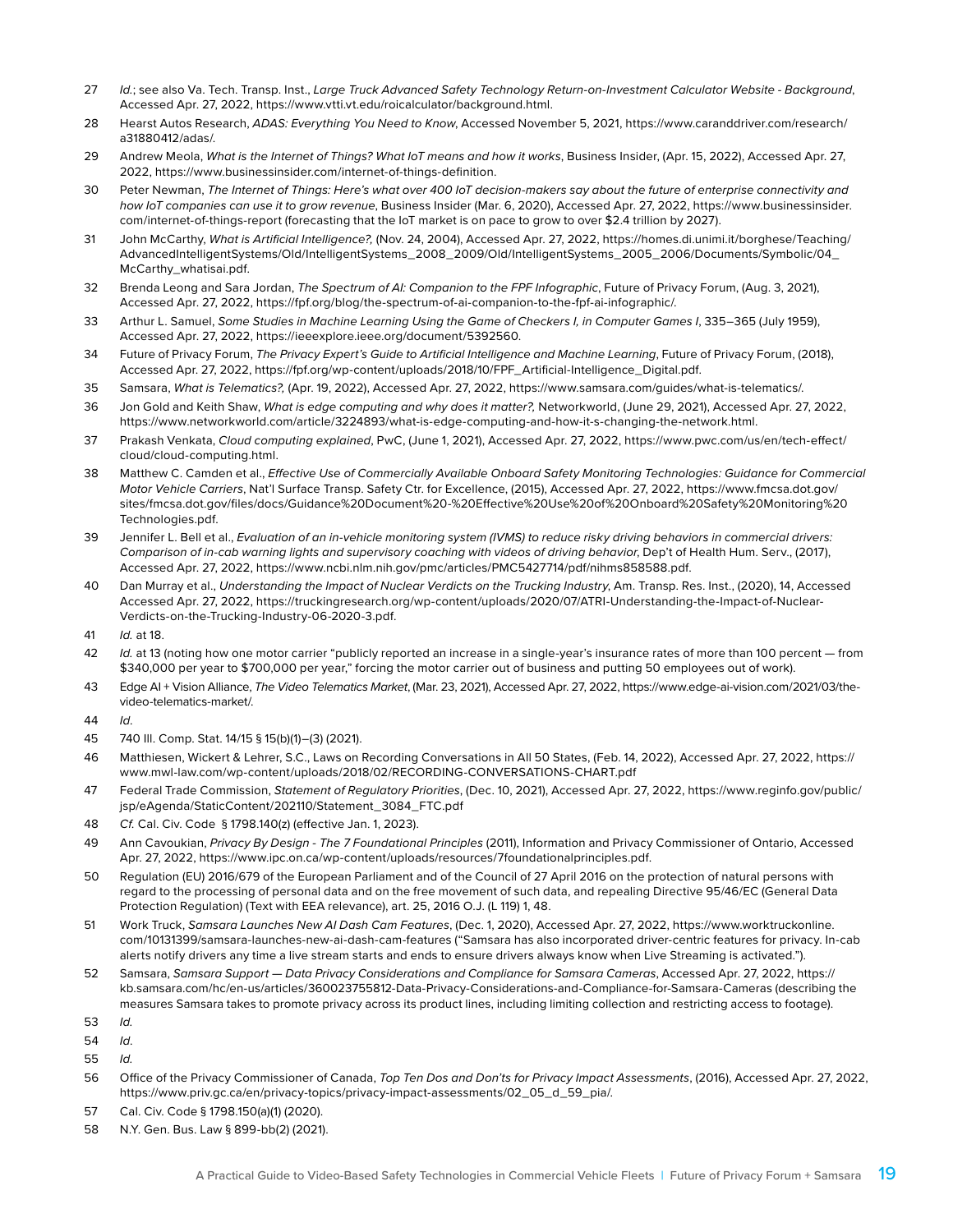27 *Id.*; see also Va. Tech. Transp. Inst., *Large Truck Advanced Safety Technology Return-on-Investment Calculator Website - Background*, Accessed Apr. 27, 2022, https://www.vtti.vt.edu/roicalculator/background.html.

28 Hearst Autos Research, *ADAS: Everything You Need to Know*, Accessed November 5, 2021, https://www.caranddriver.com/research/a31880412/adas/.

29 Andrew Meola, *What is the Internet of Things? What IoT means and how it works*, Business Insider, (Apr. 15, 2022), Accessed Apr. 27, 2022, https://www.businessinsider.com/internet-of-things-definition.

30 Peter Newman, *The Internet of Things: Here's what over 400 IoT decision-makers say about the future of enterprise connectivity and how IoT companies can use it to grow revenue*, Business Insider (Mar. 6, 2020), Accessed Apr. 27, 2022, https://www.businessinsider.com/internet-of-things-report (forecasting that the IoT market is on pace to grow to over $2.4 trillion by 2027).

31 John McCarthy, *What is Artificial Intelligence?,* (Nov. 24, 2004), Accessed Apr. 27, 2022, https://homes.di.unimi.it/borghese/Teaching/AdvancedIntelligentSystems/Old/IntelligentSystems_2008_2009/Old/IntelligentSystems_2005_2006/Documents/Symbolic/04_McCarthy_whatisai.pdf.

32 Brenda Leong and Sara Jordan, *The Spectrum of AI: Companion to the FPF Infographic*, Future of Privacy Forum, (Aug. 3, 2021), Accessed Apr. 27, 2022, https://fpf.org/blog/the-spectrum-of-ai-companion-to-the-fpf-ai-infographic/.

33 Arthur L. Samuel, *Some Studies in Machine Learning Using the Game of Checkers I, in Computer Games I*, 335–365 (July 1959), Accessed Apr. 27, 2022, https://ieeexplore.ieee.org/document/5392560.

34 Future of Privacy Forum, *The Privacy Expert's Guide to Artificial Intelligence and Machine Learning*, Future of Privacy Forum, (2018), Accessed Apr. 27, 2022, https://fpf.org/wp-content/uploads/2018/10/FPF_Artificial-Intelligence_Digital.pdf.

35 Samsara, *What is Telematics?,* (Apr. 19, 2022), Accessed Apr. 27, 2022, https://www.samsara.com/guides/what-is-telematics/.

36 Jon Gold and Keith Shaw, *What is edge computing and why does it matter?,* Networkworld, (June 29, 2021), Accessed Apr. 27, 2022, https://www.networkworld.com/article/3224893/what-is-edge-computing-and-how-it-s-changing-the-network.html.

37 Prakash Venkata, *Cloud computing explained*, PwC, (June 1, 2021), Accessed Apr. 27, 2022, https://www.pwc.com/us/en/tech-effect/cloud/cloud-computing.html.

38 Matthew C. Camden et al., *Effective Use of Commercially Available Onboard Safety Monitoring Technologies: Guidance for Commercial Motor Vehicle Carriers*, Nat'l Surface Transp. Safety Ctr. for Excellence, (2015), Accessed Apr. 27, 2022, https://www.fmcsa.dot.gov/sites/fmcsa.dot.gov/files/docs/Guidance%20Document%20-%20Effective%20Use%20of%20Onboard%20Safety%20Monitoring%20Technologies.pdf.

39 Jennifer L. Bell et al., *Evaluation of an in-vehicle monitoring system (IVMS) to reduce risky driving behaviors in commercial drivers: Comparison of in-cab warning lights and supervisory coaching with videos of driving behavior*, Dep't of Health Hum. Serv., (2017), Accessed Apr. 27, 2022, https://www.ncbi.nlm.nih.gov/pmc/articles/PMC5427714/pdf/nihms858588.pdf.

40 Dan Murray et al., *Understanding the Impact of Nuclear Verdicts on the Trucking Industry*, Am. Transp. Res. Inst., (2020), 14, Accessed Accessed Apr. 27, 2022, https://truckingresearch.org/wp-content/uploads/2020/07/ATRI-Understanding-the-Impact-of-Nuclear-Verdicts-on-the-Trucking-Industry-06-2020-3.pdf.

41 *Id.* at 18.

42 *Id.* at 13 (noting how one motor carrier "publicly reported an increase in a single-year's insurance rates of more than 100 percent — from $340,000 per year to $700,000 per year," forcing the motor carrier out of business and putting 50 employees out of work).

43 Edge AI + Vision Alliance, *The Video Telematics Market*, (Mar. 23, 2021), Accessed Apr. 27, 2022, https://www.edge-ai-vision.com/2021/03/the-video-telematics-market/.

44 *Id.*

45 740 Ill. Comp. Stat. 14/15 § 15(b)(1)–(3) (2021).

46 Matthiesen, Wickert & Lehrer, S.C., Laws on Recording Conversations in All 50 States, (Feb. 14, 2022), Accessed Apr. 27, 2022, https://www.mwl-law.com/wp-content/uploads/2018/02/RECORDING-CONVERSATIONS-CHART.pdf

47 Federal Trade Commission, *Statement of Regulatory Priorities*, (Dec. 10, 2021), Accessed Apr. 27, 2022, https://www.reginfo.gov/public/jsp/eAgenda/StaticContent/202110/Statement_3084_FTC.pdf

48 *Cf.* Cal. Civ. Code § 1798.140(z) (effective Jan. 1, 2023).

49 Ann Cavoukian, *Privacy By Design - The 7 Foundational Principles* (2011), Information and Privacy Commissioner of Ontario, Accessed Apr. 27, 2022, https://www.ipc.on.ca/wp-content/uploads/resources/7foundationalprinciples.pdf.

50 Regulation (EU) 2016/679 of the European Parliament and of the Council of 27 April 2016 on the protection of natural persons with regard to the processing of personal data and on the free movement of such data, and repealing Directive 95/46/EC (General Data Protection Regulation) (Text with EEA relevance), art. 25, 2016 O.J. (L 119) 1, 48.

51 Work Truck, *Samsara Launches New AI Dash Cam Features*, (Dec. 1, 2020), Accessed Apr. 27, 2022, https://www.worktruckonline.com/10131399/samsara-launches-new-ai-dash-cam-features ("Samsara has also incorporated driver-centric features for privacy. In-cab alerts notify drivers any time a live stream starts and ends to ensure drivers always know when Live Streaming is activated.").

52 Samsara, *Samsara Support — Data Privacy Considerations and Compliance for Samsara Cameras*, Accessed Apr. 27, 2022, https://kb.samsara.com/hc/en-us/articles/360023755812-Data-Privacy-Considerations-and-Compliance-for-Samsara-Cameras (describing the measures Samsara takes to promote privacy across its product lines, including limiting collection and restricting access to footage).

53 *Id.*

54 *Id.*

55 *Id.*

56 Office of the Privacy Commissioner of Canada, *Top Ten Dos and Don'ts for Privacy Impact Assessments*, (2016), Accessed Apr. 27, 2022, https://www.priv.gc.ca/en/privacy-topics/privacy-impact-assessments/02_05_d_59_pia/.

57 Cal. Civ. Code § 1798.150(a)(1) (2020).

58 N.Y. Gen. Bus. Law § 899-bb(2) (2021).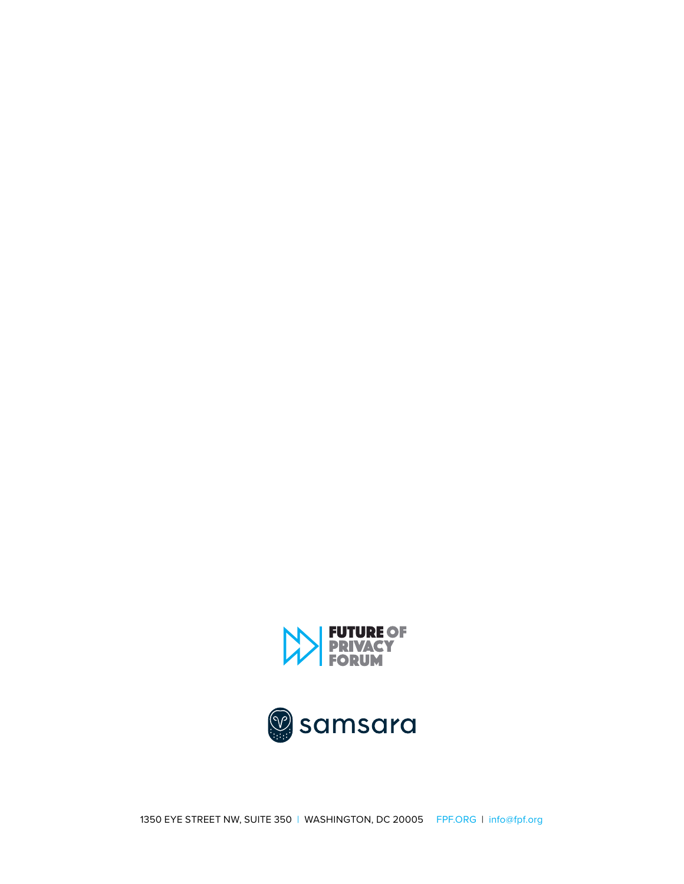FUTURE OF PRIVACY FORUM

samsara

1350 EYE STREET NW, SUITE 350 | WASHINGTON, DC 20005 FPF.ORG | info@fpf.org